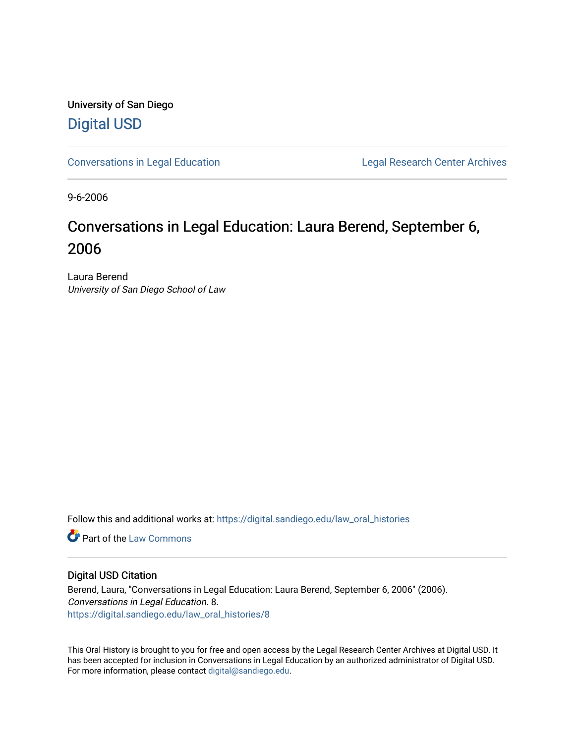University of San Diego

# Digital USD

Conversations in Legal Education | Legal Research Center Archives

9-6-2006

# Conversations in Legal Education: Laura Berend, September 6, 2006

Laura Berend
*University of San Diego School of Law*

Follow this and additional works at: https://digital.sandiego.edu/law_oral_histories

Part of the Law Commons

## Digital USD Citation

Berend, Laura, "Conversations in Legal Education: Laura Berend, September 6, 2006" (2006). *Conversations in Legal Education*. 8.
https://digital.sandiego.edu/law_oral_histories/8

This Oral History is brought to you for free and open access by the Legal Research Center Archives at Digital USD. It has been accepted for inclusion in Conversations in Legal Education by an authorized administrator of Digital USD. For more information, please contact digital@sandiego.edu.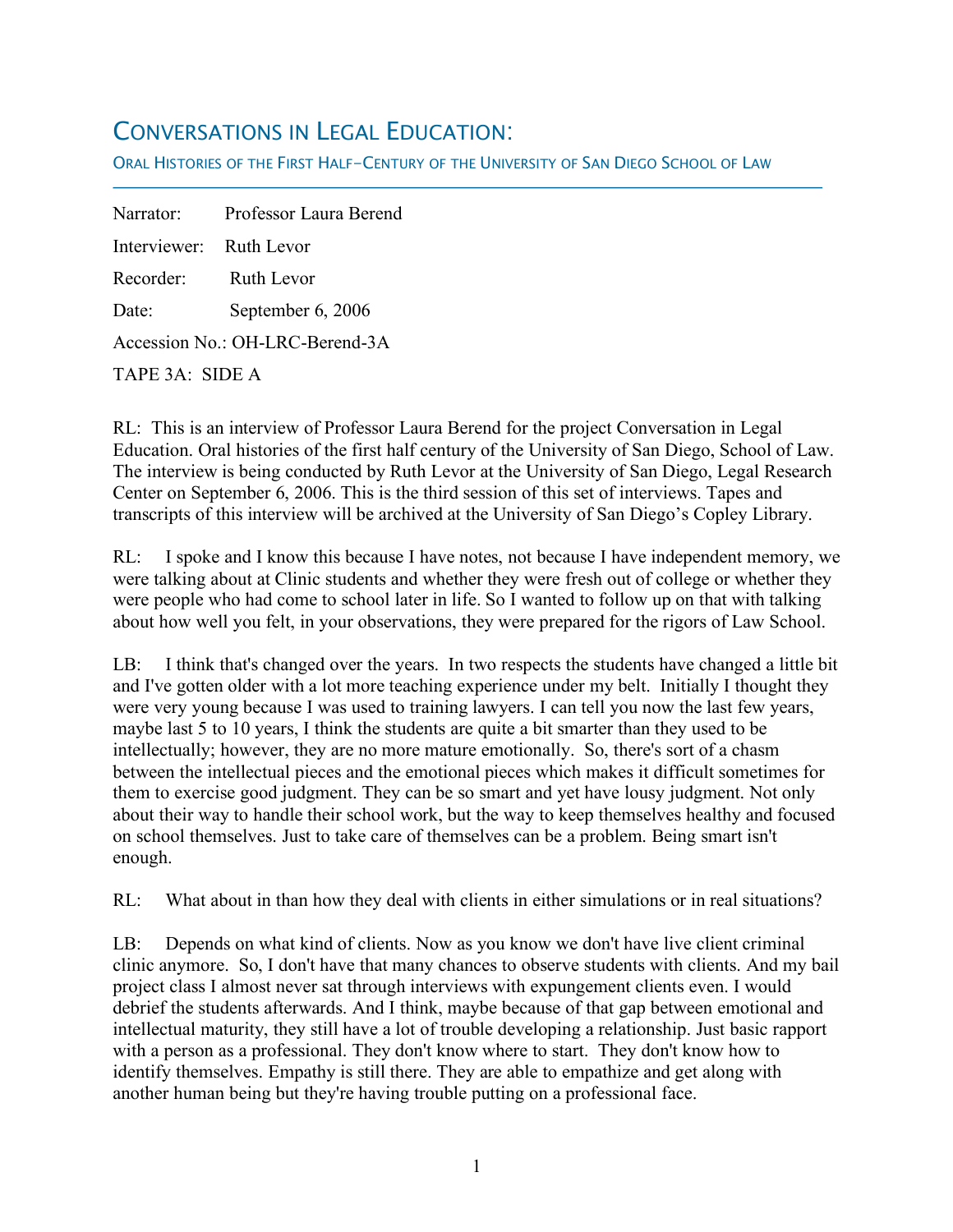# CONVERSATIONS IN LEGAL EDUCATION:

ORAL HISTORIES OF THE FIRST HALF-CENTURY OF THE UNIVERSITY OF SAN DIEGO SCHOOL OF LAW

Narrator: Professor Laura Berend

Interviewer: Ruth Levor

Recorder: Ruth Levor

Date: September 6, 2006

Accession No.: OH-LRC-Berend-3A

TAPE 3A: SIDE A

RL: This is an interview of Professor Laura Berend for the project Conversation in Legal Education. Oral histories of the first half century of the University of San Diego, School of Law. The interview is being conducted by Ruth Levor at the University of San Diego, Legal Research Center on September 6, 2006. This is the third session of this set of interviews. Tapes and transcripts of this interview will be archived at the University of San Diego's Copley Library.

RL: I spoke and I know this because I have notes, not because I have independent memory, we were talking about at Clinic students and whether they were fresh out of college or whether they were people who had come to school later in life. So I wanted to follow up on that with talking about how well you felt, in your observations, they were prepared for the rigors of Law School.

LB: I think that's changed over the years. In two respects the students have changed a little bit and I've gotten older with a lot more teaching experience under my belt. Initially I thought they were very young because I was used to training lawyers. I can tell you now the last few years, maybe last 5 to 10 years, I think the students are quite a bit smarter than they used to be intellectually; however, they are no more mature emotionally. So, there's sort of a chasm between the intellectual pieces and the emotional pieces which makes it difficult sometimes for them to exercise good judgment. They can be so smart and yet have lousy judgment. Not only about their way to handle their school work, but the way to keep themselves healthy and focused on school themselves. Just to take care of themselves can be a problem. Being smart isn't enough.

RL: What about in than how they deal with clients in either simulations or in real situations?

LB: Depends on what kind of clients. Now as you know we don't have live client criminal clinic anymore. So, I don't have that many chances to observe students with clients. And my bail project class I almost never sat through interviews with expungement clients even. I would debrief the students afterwards. And I think, maybe because of that gap between emotional and intellectual maturity, they still have a lot of trouble developing a relationship. Just basic rapport with a person as a professional. They don't know where to start. They don't know how to identify themselves. Empathy is still there. They are able to empathize and get along with another human being but they're having trouble putting on a professional face.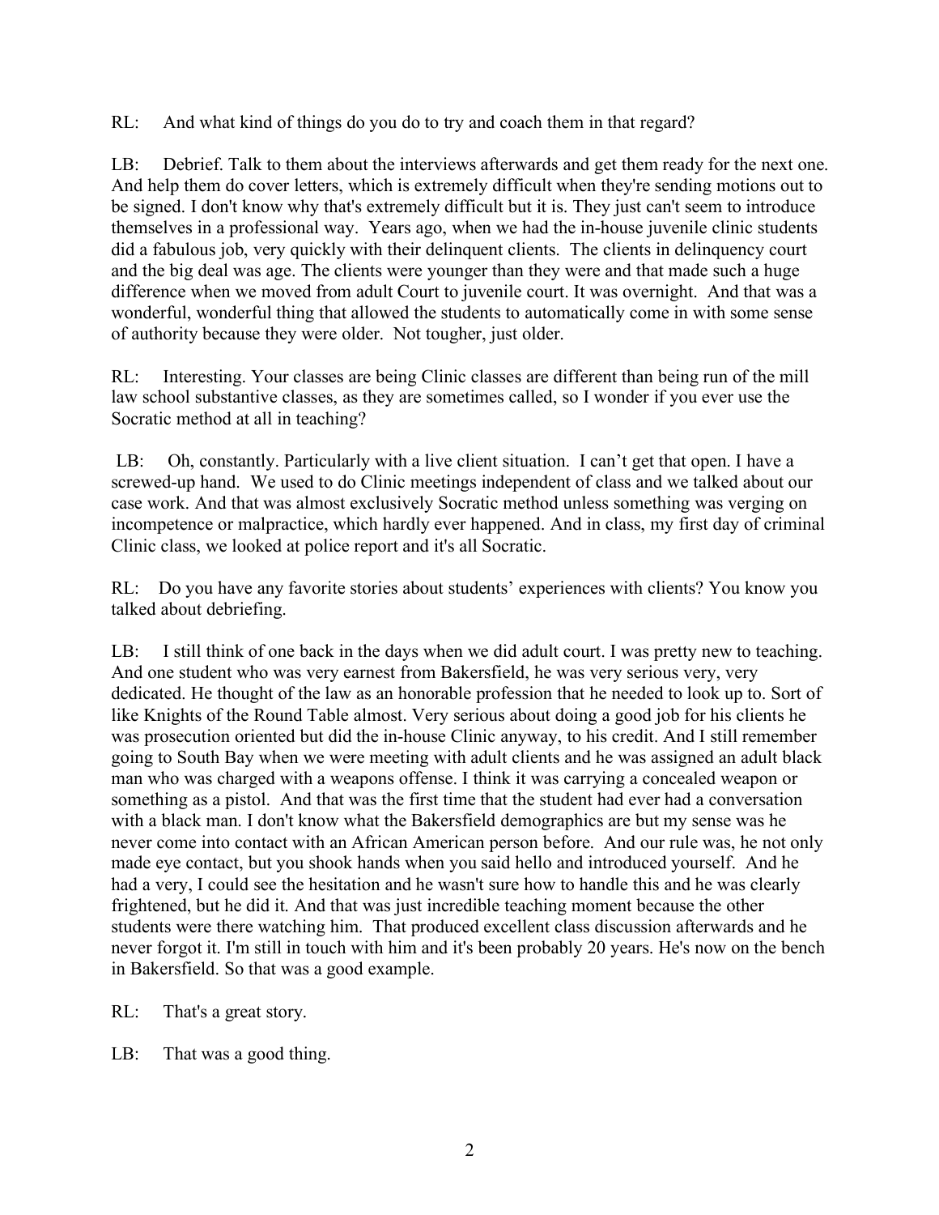RL: And what kind of things do you do to try and coach them in that regard?

LB: Debrief. Talk to them about the interviews afterwards and get them ready for the next one. And help them do cover letters, which is extremely difficult when they're sending motions out to be signed. I don't know why that's extremely difficult but it is. They just can't seem to introduce themselves in a professional way. Years ago, when we had the in-house juvenile clinic students did a fabulous job, very quickly with their delinquent clients. The clients in delinquency court and the big deal was age. The clients were younger than they were and that made such a huge difference when we moved from adult Court to juvenile court. It was overnight. And that was a wonderful, wonderful thing that allowed the students to automatically come in with some sense of authority because they were older. Not tougher, just older.

RL: Interesting. Your classes are being Clinic classes are different than being run of the mill law school substantive classes, as they are sometimes called, so I wonder if you ever use the Socratic method at all in teaching?

LB: Oh, constantly. Particularly with a live client situation. I can't get that open. I have a screwed-up hand. We used to do Clinic meetings independent of class and we talked about our case work. And that was almost exclusively Socratic method unless something was verging on incompetence or malpractice, which hardly ever happened. And in class, my first day of criminal Clinic class, we looked at police report and it's all Socratic.

RL: Do you have any favorite stories about students' experiences with clients? You know you talked about debriefing.

LB: I still think of one back in the days when we did adult court. I was pretty new to teaching. And one student who was very earnest from Bakersfield, he was very serious very, very dedicated. He thought of the law as an honorable profession that he needed to look up to. Sort of like Knights of the Round Table almost. Very serious about doing a good job for his clients he was prosecution oriented but did the in-house Clinic anyway, to his credit. And I still remember going to South Bay when we were meeting with adult clients and he was assigned an adult black man who was charged with a weapons offense. I think it was carrying a concealed weapon or something as a pistol. And that was the first time that the student had ever had a conversation with a black man. I don't know what the Bakersfield demographics are but my sense was he never come into contact with an African American person before. And our rule was, he not only made eye contact, but you shook hands when you said hello and introduced yourself. And he had a very, I could see the hesitation and he wasn't sure how to handle this and he was clearly frightened, but he did it. And that was just incredible teaching moment because the other students were there watching him. That produced excellent class discussion afterwards and he never forgot it. I'm still in touch with him and it's been probably 20 years. He's now on the bench in Bakersfield. So that was a good example.

RL: That's a great story.

LB: That was a good thing.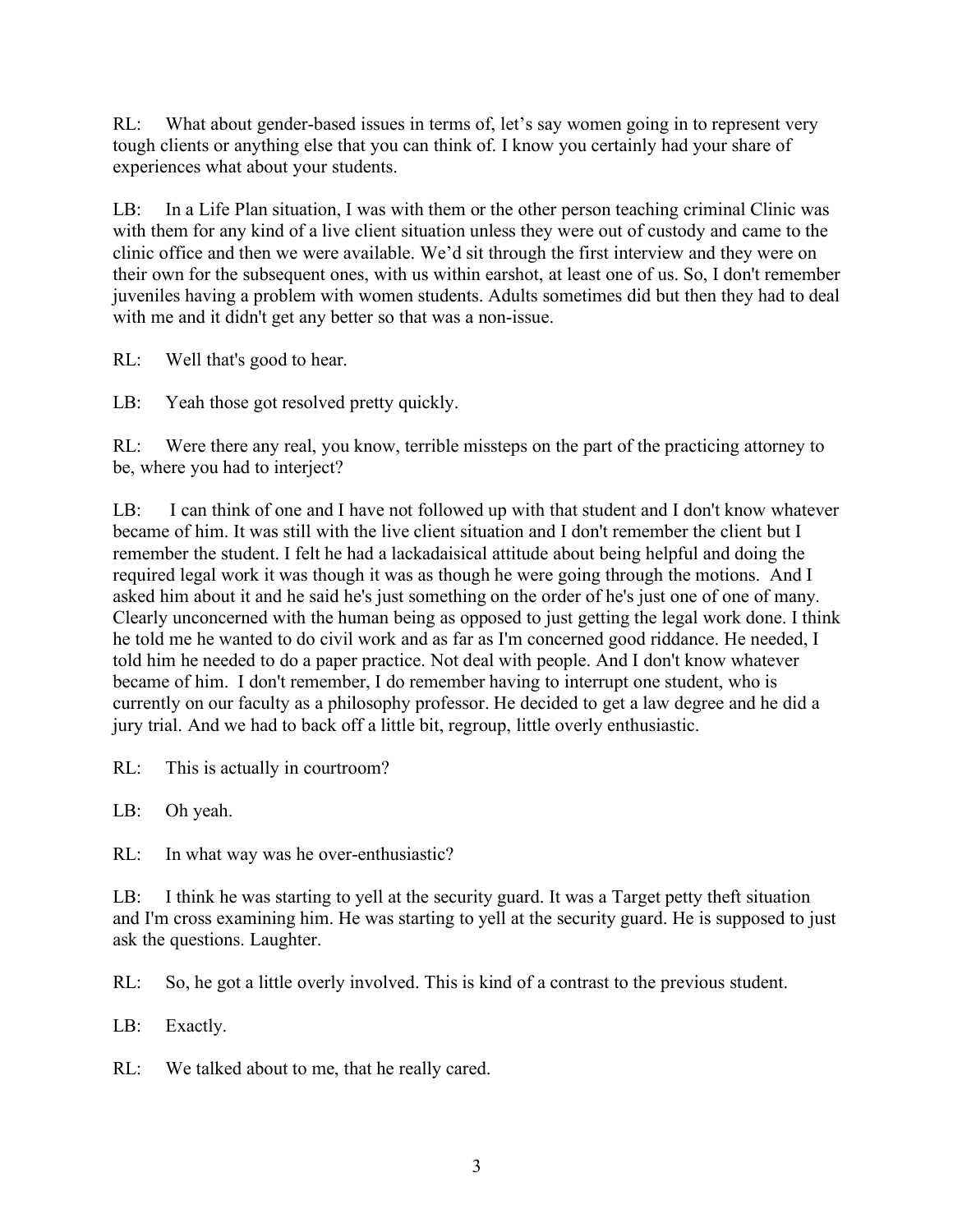RL: What about gender-based issues in terms of, let's say women going in to represent very tough clients or anything else that you can think of. I know you certainly had your share of experiences what about your students.

LB: In a Life Plan situation, I was with them or the other person teaching criminal Clinic was with them for any kind of a live client situation unless they were out of custody and came to the clinic office and then we were available. We'd sit through the first interview and they were on their own for the subsequent ones, with us within earshot, at least one of us. So, I don't remember juveniles having a problem with women students. Adults sometimes did but then they had to deal with me and it didn't get any better so that was a non-issue.

RL: Well that's good to hear.

LB: Yeah those got resolved pretty quickly.

RL: Were there any real, you know, terrible missteps on the part of the practicing attorney to be, where you had to interject?

LB: I can think of one and I have not followed up with that student and I don't know whatever became of him. It was still with the live client situation and I don't remember the client but I remember the student. I felt he had a lackadaisical attitude about being helpful and doing the required legal work it was though it was as though he were going through the motions. And I asked him about it and he said he's just something on the order of he's just one of one of many. Clearly unconcerned with the human being as opposed to just getting the legal work done. I think he told me he wanted to do civil work and as far as I'm concerned good riddance. He needed, I told him he needed to do a paper practice. Not deal with people. And I don't know whatever became of him. I don't remember, I do remember having to interrupt one student, who is currently on our faculty as a philosophy professor. He decided to get a law degree and he did a jury trial. And we had to back off a little bit, regroup, little overly enthusiastic.

RL: This is actually in courtroom?

LB: Oh yeah.

RL: In what way was he over-enthusiastic?

LB: I think he was starting to yell at the security guard. It was a Target petty theft situation and I'm cross examining him. He was starting to yell at the security guard. He is supposed to just ask the questions. Laughter.

RL: So, he got a little overly involved. This is kind of a contrast to the previous student.

LB: Exactly.

RL: We talked about to me, that he really cared.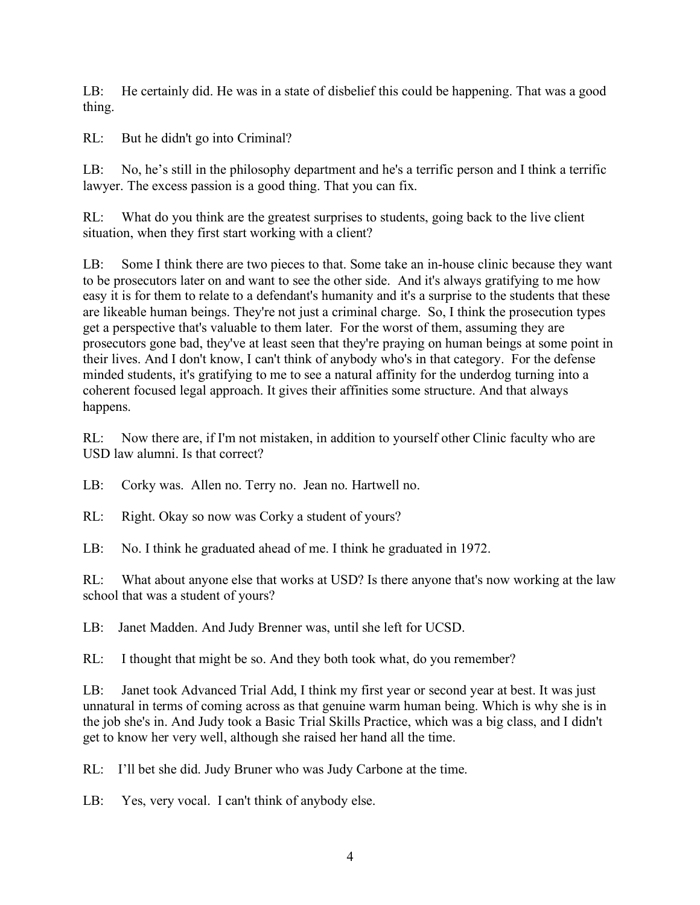LB: He certainly did. He was in a state of disbelief this could be happening. That was a good thing.

RL: But he didn't go into Criminal?

LB: No, he’s still in the philosophy department and he's a terrific person and I think a terrific lawyer. The excess passion is a good thing. That you can fix.

RL: What do you think are the greatest surprises to students, going back to the live client situation, when they first start working with a client?

LB: Some I think there are two pieces to that. Some take an in-house clinic because they want to be prosecutors later on and want to see the other side. And it's always gratifying to me how easy it is for them to relate to a defendant's humanity and it's a surprise to the students that these are likeable human beings. They're not just a criminal charge. So, I think the prosecution types get a perspective that's valuable to them later. For the worst of them, assuming they are prosecutors gone bad, they've at least seen that they're praying on human beings at some point in their lives. And I don't know, I can't think of anybody who's in that category. For the defense minded students, it's gratifying to me to see a natural affinity for the underdog turning into a coherent focused legal approach. It gives their affinities some structure. And that always happens.

RL: Now there are, if I'm not mistaken, in addition to yourself other Clinic faculty who are USD law alumni. Is that correct?

LB: Corky was. Allen no. Terry no. Jean no. Hartwell no.

RL: Right. Okay so now was Corky a student of yours?

LB: No. I think he graduated ahead of me. I think he graduated in 1972.

RL: What about anyone else that works at USD? Is there anyone that's now working at the law school that was a student of yours?

LB: Janet Madden. And Judy Brenner was, until she left for UCSD.

RL: I thought that might be so. And they both took what, do you remember?

LB: Janet took Advanced Trial Add, I think my first year or second year at best. It was just unnatural in terms of coming across as that genuine warm human being. Which is why she is in the job she's in. And Judy took a Basic Trial Skills Practice, which was a big class, and I didn't get to know her very well, although she raised her hand all the time.

RL: I’ll bet she did. Judy Bruner who was Judy Carbone at the time.

LB: Yes, very vocal. I can't think of anybody else.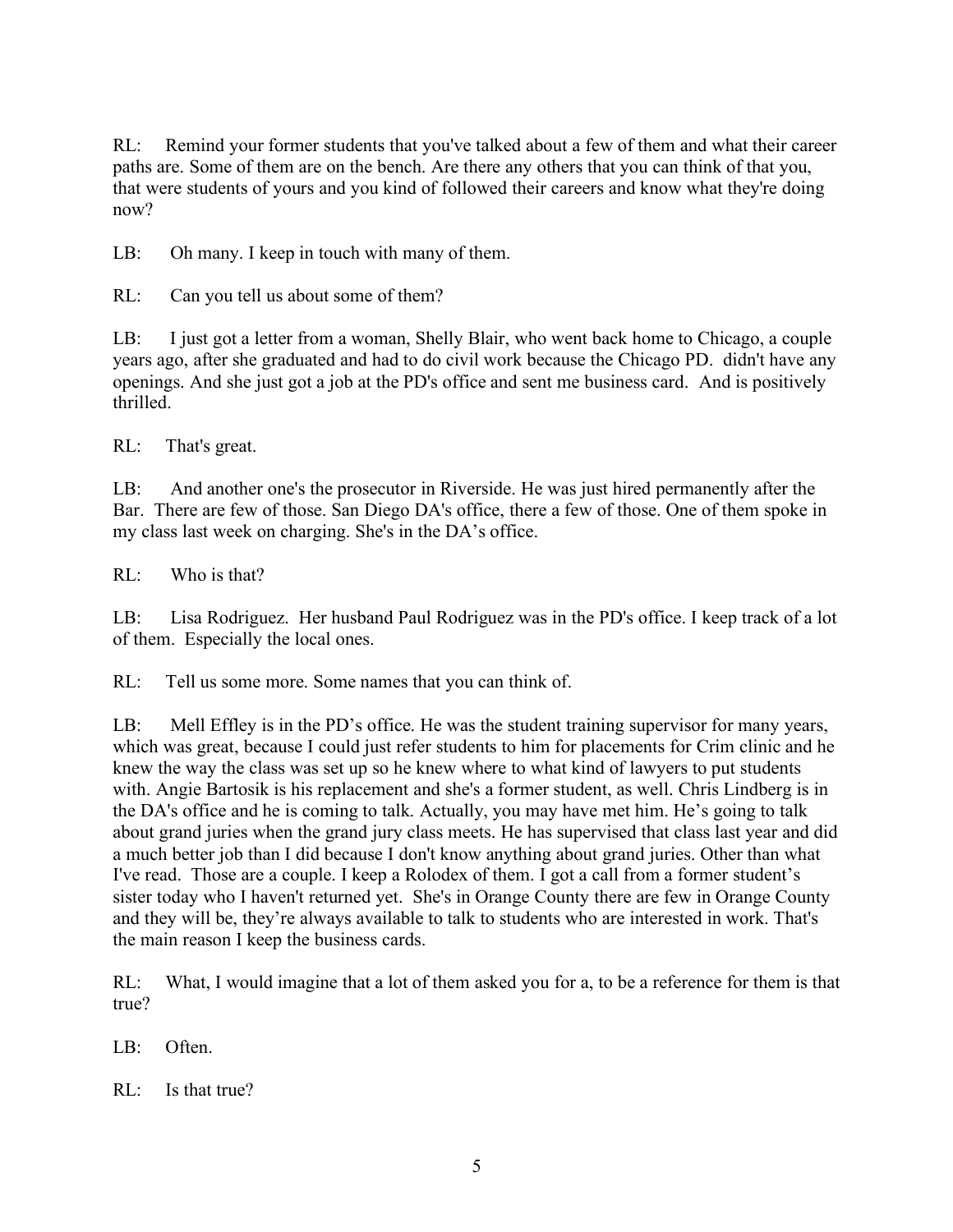RL: Remind your former students that you've talked about a few of them and what their career paths are. Some of them are on the bench. Are there any others that you can think of that you, that were students of yours and you kind of followed their careers and know what they're doing now?

LB: Oh many. I keep in touch with many of them.

RL: Can you tell us about some of them?

LB: I just got a letter from a woman, Shelly Blair, who went back home to Chicago, a couple years ago, after she graduated and had to do civil work because the Chicago PD. didn't have any openings. And she just got a job at the PD's office and sent me business card. And is positively thrilled.

RL: That's great.

LB: And another one's the prosecutor in Riverside. He was just hired permanently after the Bar. There are few of those. San Diego DA's office, there a few of those. One of them spoke in my class last week on charging. She's in the DA's office.

RL: Who is that?

LB: Lisa Rodriguez. Her husband Paul Rodriguez was in the PD's office. I keep track of a lot of them. Especially the local ones.

RL: Tell us some more. Some names that you can think of.

LB: Mell Effley is in the PD's office. He was the student training supervisor for many years, which was great, because I could just refer students to him for placements for Crim clinic and he knew the way the class was set up so he knew where to what kind of lawyers to put students with. Angie Bartosik is his replacement and she's a former student, as well. Chris Lindberg is in the DA's office and he is coming to talk. Actually, you may have met him. He's going to talk about grand juries when the grand jury class meets. He has supervised that class last year and did a much better job than I did because I don't know anything about grand juries. Other than what I've read. Those are a couple. I keep a Rolodex of them. I got a call from a former student's sister today who I haven't returned yet. She's in Orange County there are few in Orange County and they will be, they're always available to talk to students who are interested in work. That's the main reason I keep the business cards.

RL: What, I would imagine that a lot of them asked you for a, to be a reference for them is that true?

LB: Often.

RL: Is that true?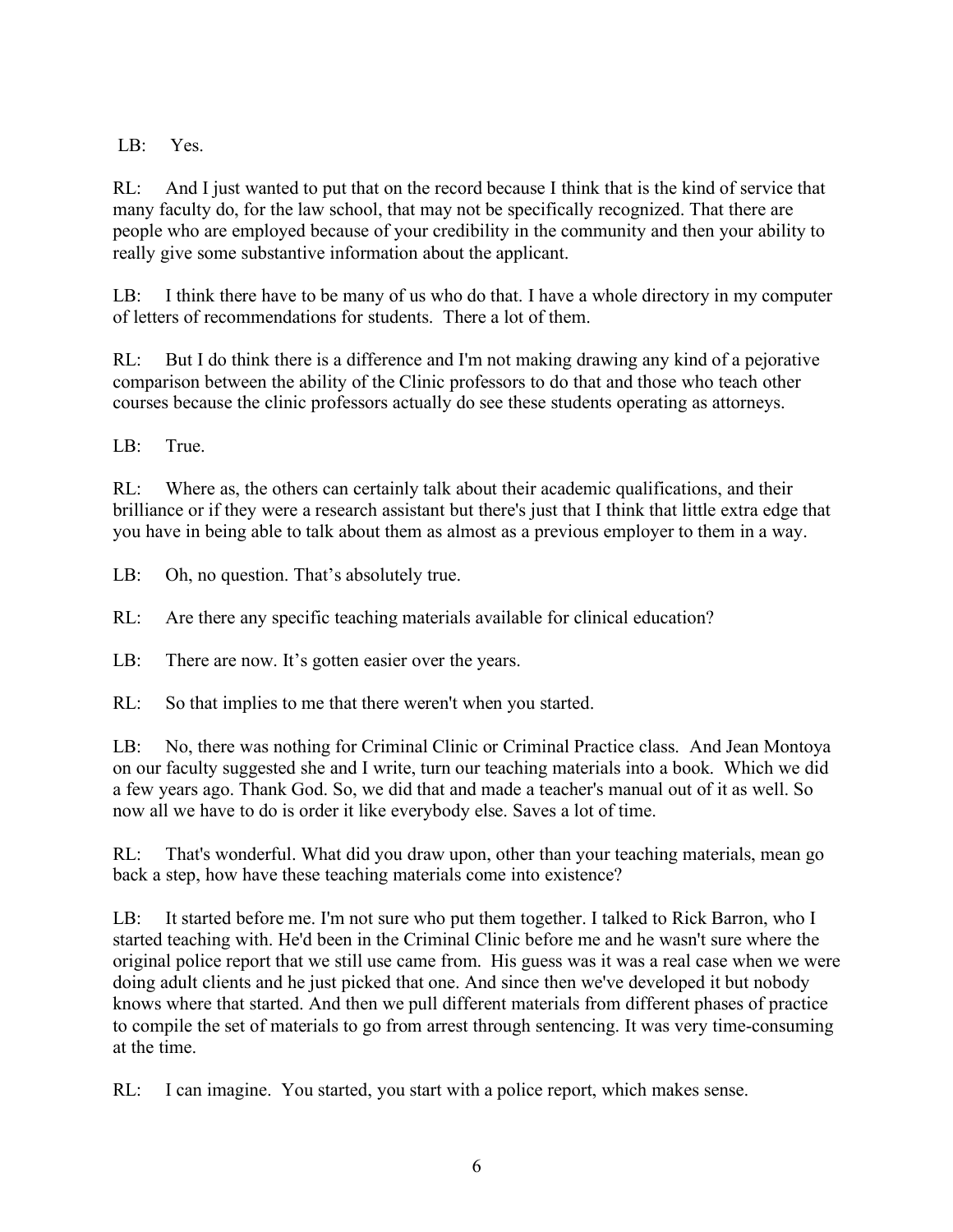LB: Yes.

RL: And I just wanted to put that on the record because I think that is the kind of service that many faculty do, for the law school, that may not be specifically recognized. That there are people who are employed because of your credibility in the community and then your ability to really give some substantive information about the applicant.

LB: I think there have to be many of us who do that. I have a whole directory in my computer of letters of recommendations for students. There a lot of them.

RL: But I do think there is a difference and I'm not making drawing any kind of a pejorative comparison between the ability of the Clinic professors to do that and those who teach other courses because the clinic professors actually do see these students operating as attorneys.

LB: True.

RL: Where as, the others can certainly talk about their academic qualifications, and their brilliance or if they were a research assistant but there's just that I think that little extra edge that you have in being able to talk about them as almost as a previous employer to them in a way.

LB: Oh, no question. That's absolutely true.

RL: Are there any specific teaching materials available for clinical education?

LB: There are now. It's gotten easier over the years.

RL: So that implies to me that there weren't when you started.

LB: No, there was nothing for Criminal Clinic or Criminal Practice class. And Jean Montoya on our faculty suggested she and I write, turn our teaching materials into a book. Which we did a few years ago. Thank God. So, we did that and made a teacher's manual out of it as well. So now all we have to do is order it like everybody else. Saves a lot of time.

RL: That's wonderful. What did you draw upon, other than your teaching materials, mean go back a step, how have these teaching materials come into existence?

LB: It started before me. I'm not sure who put them together. I talked to Rick Barron, who I started teaching with. He'd been in the Criminal Clinic before me and he wasn't sure where the original police report that we still use came from. His guess was it was a real case when we were doing adult clients and he just picked that one. And since then we've developed it but nobody knows where that started. And then we pull different materials from different phases of practice to compile the set of materials to go from arrest through sentencing. It was very time-consuming at the time.

RL: I can imagine. You started, you start with a police report, which makes sense.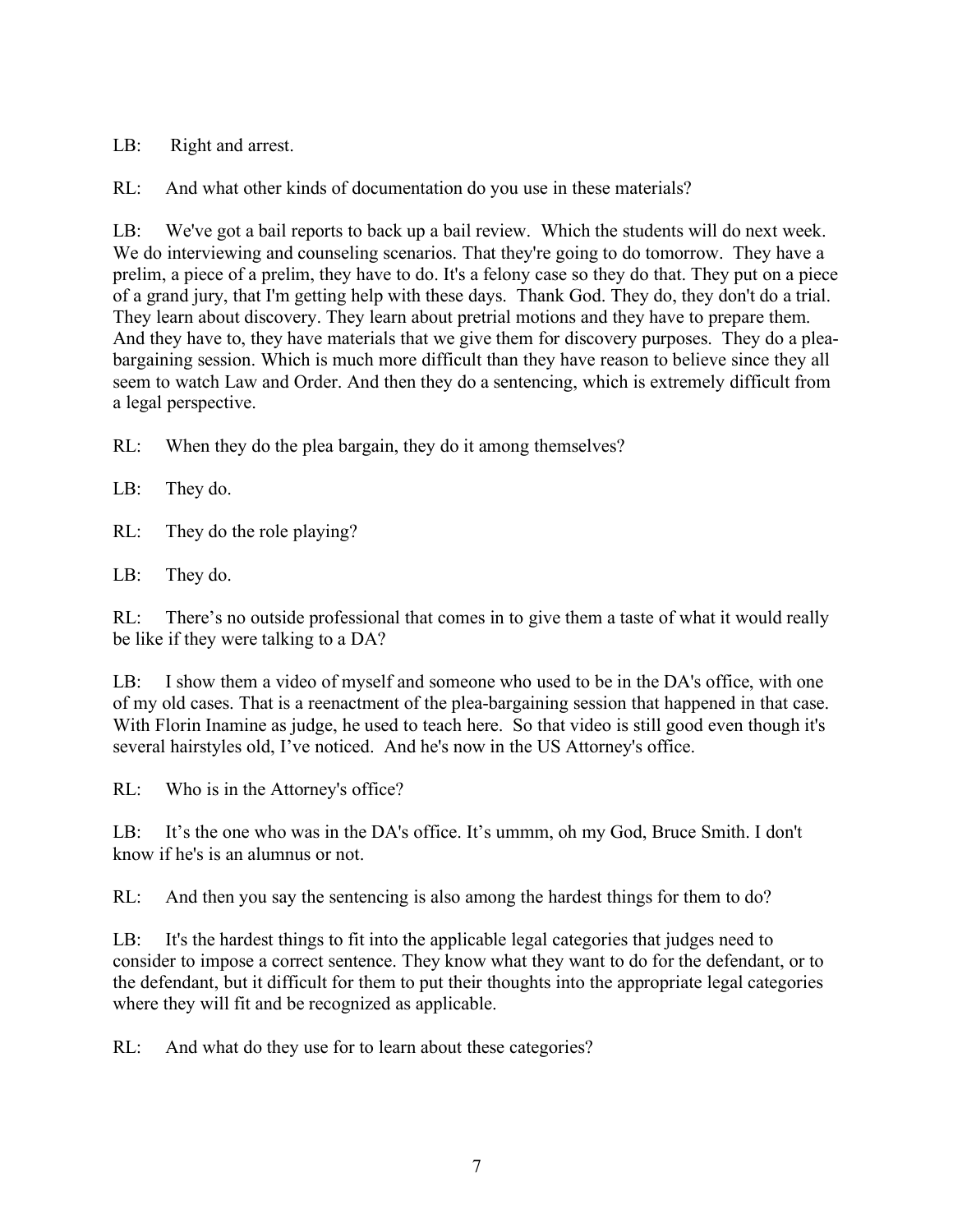LB: Right and arrest.

RL: And what other kinds of documentation do you use in these materials?

LB: We've got a bail reports to back up a bail review. Which the students will do next week. We do interviewing and counseling scenarios. That they're going to do tomorrow. They have a prelim, a piece of a prelim, they have to do. It's a felony case so they do that. They put on a piece of a grand jury, that I'm getting help with these days. Thank God. They do, they don't do a trial. They learn about discovery. They learn about pretrial motions and they have to prepare them. And they have to, they have materials that we give them for discovery purposes. They do a plea-bargaining session. Which is much more difficult than they have reason to believe since they all seem to watch Law and Order. And then they do a sentencing, which is extremely difficult from a legal perspective.

RL: When they do the plea bargain, they do it among themselves?

LB: They do.

RL: They do the role playing?

LB: They do.

RL: There's no outside professional that comes in to give them a taste of what it would really be like if they were talking to a DA?

LB: I show them a video of myself and someone who used to be in the DA's office, with one of my old cases. That is a reenactment of the plea-bargaining session that happened in that case. With Florin Inamine as judge, he used to teach here. So that video is still good even though it's several hairstyles old, I've noticed. And he's now in the US Attorney's office.

RL: Who is in the Attorney's office?

LB: It's the one who was in the DA's office. It's ummm, oh my God, Bruce Smith. I don't know if he's is an alumnus or not.

RL: And then you say the sentencing is also among the hardest things for them to do?

LB: It's the hardest things to fit into the applicable legal categories that judges need to consider to impose a correct sentence. They know what they want to do for the defendant, or to the defendant, but it difficult for them to put their thoughts into the appropriate legal categories where they will fit and be recognized as applicable.

RL: And what do they use for to learn about these categories?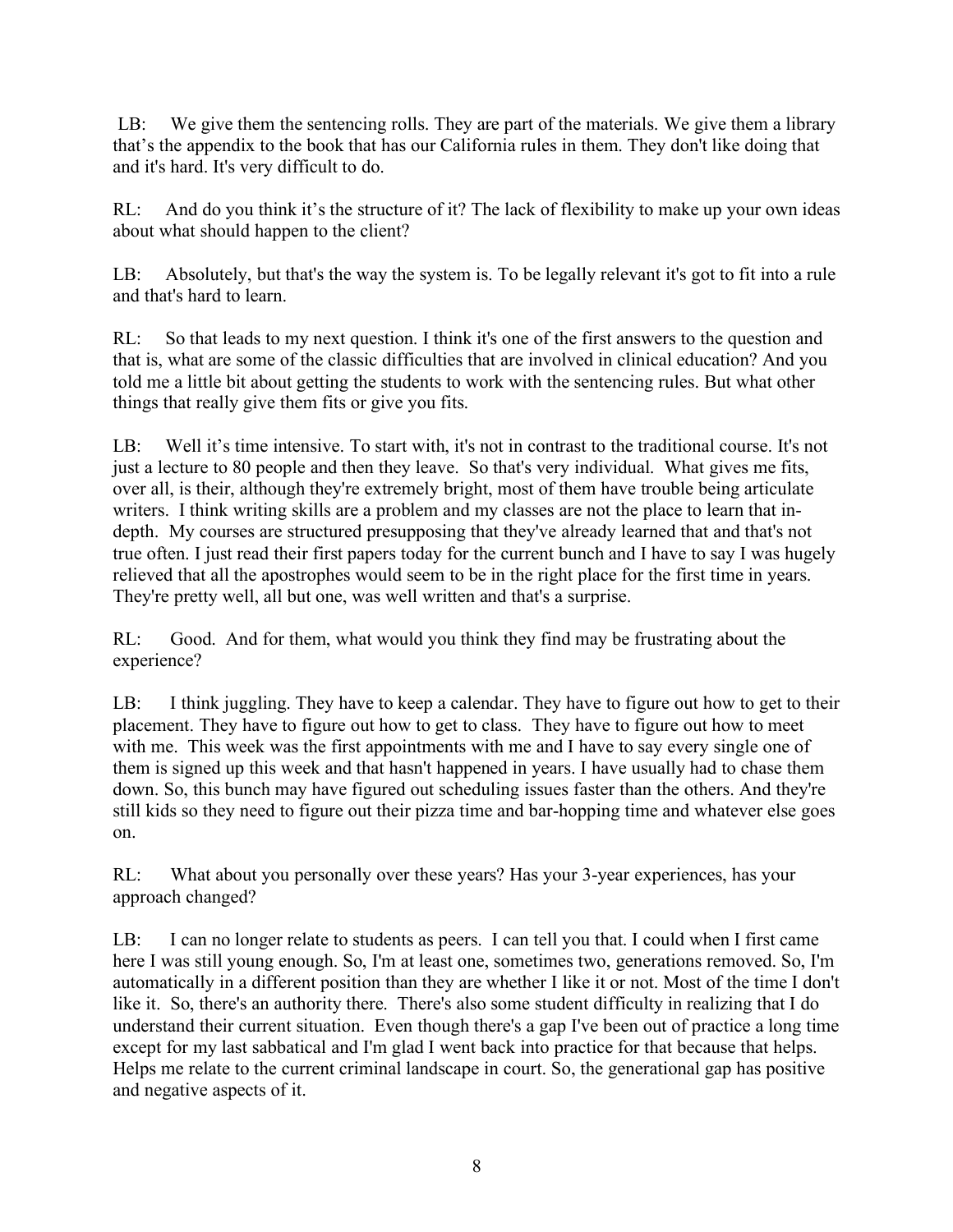LB: We give them the sentencing rolls. They are part of the materials. We give them a library that's the appendix to the book that has our California rules in them. They don't like doing that and it's hard. It's very difficult to do.

RL: And do you think it's the structure of it? The lack of flexibility to make up your own ideas about what should happen to the client?

LB: Absolutely, but that's the way the system is. To be legally relevant it's got to fit into a rule and that's hard to learn.

RL: So that leads to my next question. I think it's one of the first answers to the question and that is, what are some of the classic difficulties that are involved in clinical education? And you told me a little bit about getting the students to work with the sentencing rules. But what other things that really give them fits or give you fits.

LB: Well it's time intensive. To start with, it's not in contrast to the traditional course. It's not just a lecture to 80 people and then they leave. So that's very individual. What gives me fits, over all, is their, although they're extremely bright, most of them have trouble being articulate writers. I think writing skills are a problem and my classes are not the place to learn that in-depth. My courses are structured presupposing that they've already learned that and that's not true often. I just read their first papers today for the current bunch and I have to say I was hugely relieved that all the apostrophes would seem to be in the right place for the first time in years. They're pretty well, all but one, was well written and that's a surprise.

RL: Good. And for them, what would you think they find may be frustrating about the experience?

LB: I think juggling. They have to keep a calendar. They have to figure out how to get to their placement. They have to figure out how to get to class. They have to figure out how to meet with me. This week was the first appointments with me and I have to say every single one of them is signed up this week and that hasn't happened in years. I have usually had to chase them down. So, this bunch may have figured out scheduling issues faster than the others. And they're still kids so they need to figure out their pizza time and bar-hopping time and whatever else goes on.

RL: What about you personally over these years? Has your 3-year experiences, has your approach changed?

LB: I can no longer relate to students as peers. I can tell you that. I could when I first came here I was still young enough. So, I'm at least one, sometimes two, generations removed. So, I'm automatically in a different position than they are whether I like it or not. Most of the time I don't like it. So, there's an authority there. There's also some student difficulty in realizing that I do understand their current situation. Even though there's a gap I've been out of practice a long time except for my last sabbatical and I'm glad I went back into practice for that because that helps. Helps me relate to the current criminal landscape in court. So, the generational gap has positive and negative aspects of it.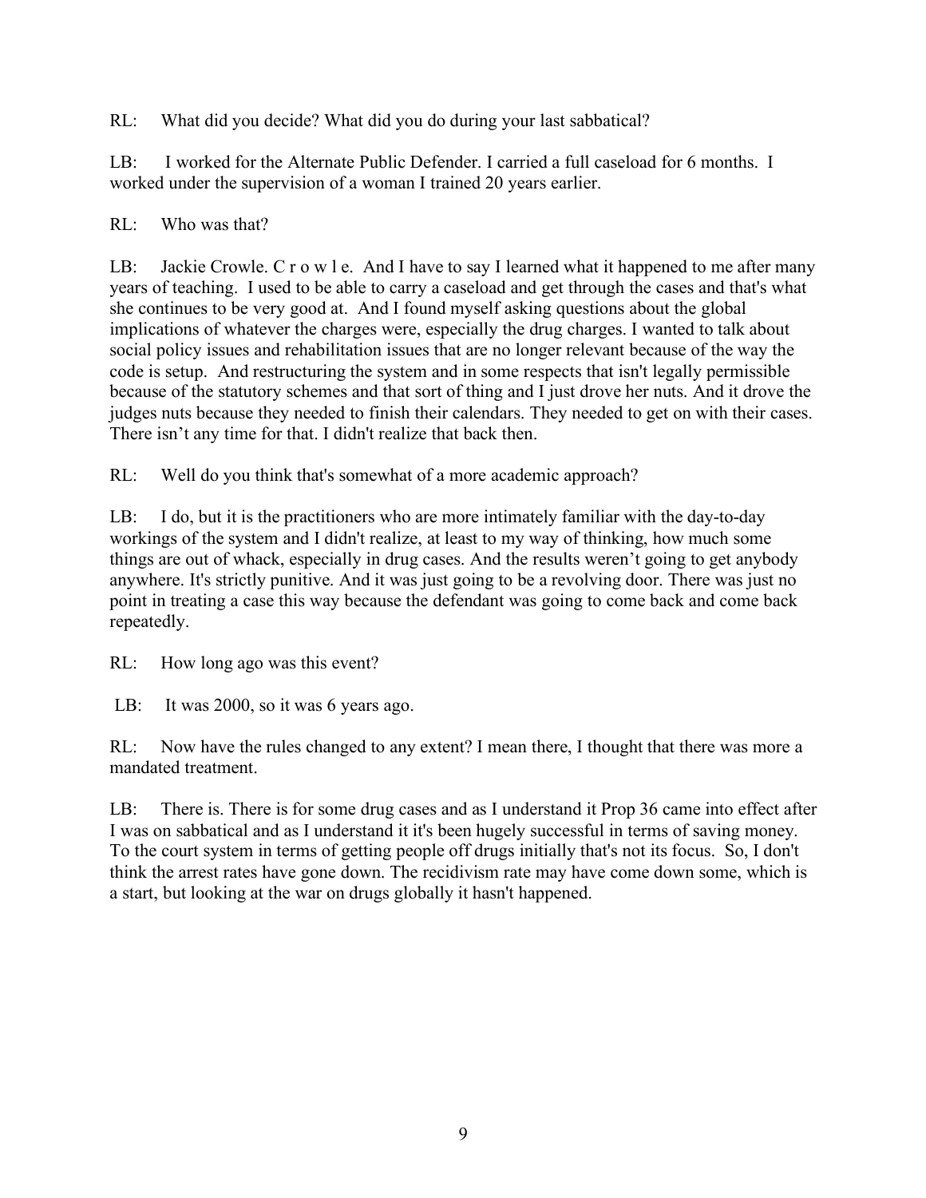RL: What did you decide? What did you do during your last sabbatical?

LB: I worked for the Alternate Public Defender. I carried a full caseload for 6 months. I worked under the supervision of a woman I trained 20 years earlier.

RL: Who was that?

LB: Jackie Crowle. C r o w l e. And I have to say I learned what it happened to me after many years of teaching. I used to be able to carry a caseload and get through the cases and that's what she continues to be very good at. And I found myself asking questions about the global implications of whatever the charges were, especially the drug charges. I wanted to talk about social policy issues and rehabilitation issues that are no longer relevant because of the way the code is setup. And restructuring the system and in some respects that isn't legally permissible because of the statutory schemes and that sort of thing and I just drove her nuts. And it drove the judges nuts because they needed to finish their calendars. They needed to get on with their cases. There isn't any time for that. I didn't realize that back then.

RL: Well do you think that's somewhat of a more academic approach?

LB: I do, but it is the practitioners who are more intimately familiar with the day-to-day workings of the system and I didn't realize, at least to my way of thinking, how much some things are out of whack, especially in drug cases. And the results weren't going to get anybody anywhere. It's strictly punitive. And it was just going to be a revolving door. There was just no point in treating a case this way because the defendant was going to come back and come back repeatedly.

RL: How long ago was this event?

LB: It was 2000, so it was 6 years ago.

RL: Now have the rules changed to any extent? I mean there, I thought that there was more a mandated treatment.

LB: There is. There is for some drug cases and as I understand it Prop 36 came into effect after I was on sabbatical and as I understand it it's been hugely successful in terms of saving money. To the court system in terms of getting people off drugs initially that's not its focus. So, I don't think the arrest rates have gone down. The recidivism rate may have come down some, which is a start, but looking at the war on drugs globally it hasn't happened.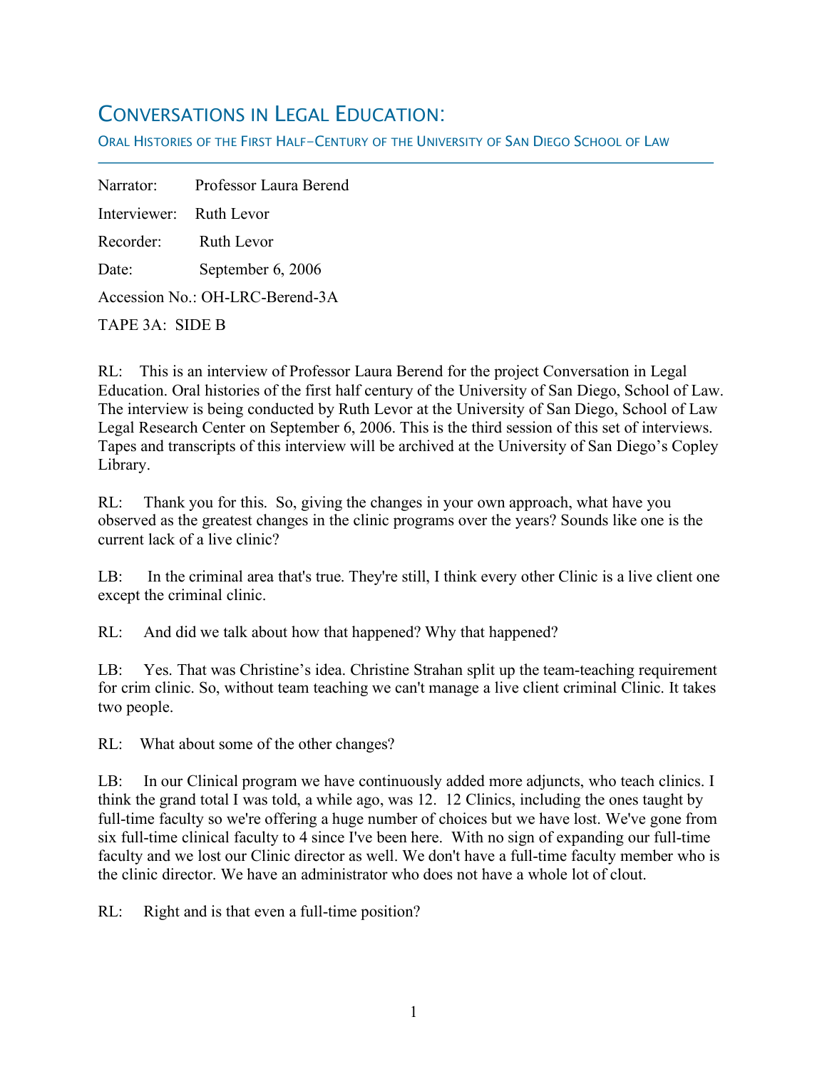# Conversations in Legal Education:

## Oral Histories of the First Half-Century of the University of San Diego School of Law

Narrator: Professor Laura Berend

Interviewer: Ruth Levor

Recorder: Ruth Levor

Date: September 6, 2006

Accession No.: OH-LRC-Berend-3A

TAPE 3A: SIDE B

RL: This is an interview of Professor Laura Berend for the project Conversation in Legal Education. Oral histories of the first half century of the University of San Diego, School of Law. The interview is being conducted by Ruth Levor at the University of San Diego, School of Law Legal Research Center on September 6, 2006. This is the third session of this set of interviews. Tapes and transcripts of this interview will be archived at the University of San Diego's Copley Library.

RL: Thank you for this. So, giving the changes in your own approach, what have you observed as the greatest changes in the clinic programs over the years? Sounds like one is the current lack of a live clinic?

LB: In the criminal area that's true. They're still, I think every other Clinic is a live client one except the criminal clinic.

RL: And did we talk about how that happened? Why that happened?

LB: Yes. That was Christine's idea. Christine Strahan split up the team-teaching requirement for crim clinic. So, without team teaching we can't manage a live client criminal Clinic. It takes two people.

RL: What about some of the other changes?

LB: In our Clinical program we have continuously added more adjuncts, who teach clinics. I think the grand total I was told, a while ago, was 12. 12 Clinics, including the ones taught by full-time faculty so we're offering a huge number of choices but we have lost. We've gone from six full-time clinical faculty to 4 since I've been here. With no sign of expanding our full-time faculty and we lost our Clinic director as well. We don't have a full-time faculty member who is the clinic director. We have an administrator who does not have a whole lot of clout.

RL: Right and is that even a full-time position?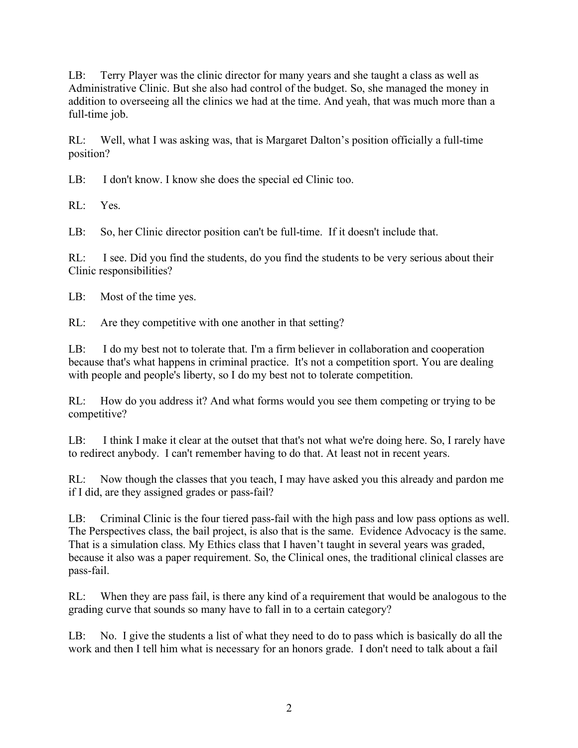LB: Terry Player was the clinic director for many years and she taught a class as well as Administrative Clinic. But she also had control of the budget. So, she managed the money in addition to overseeing all the clinics we had at the time. And yeah, that was much more than a full-time job.

RL: Well, what I was asking was, that is Margaret Dalton's position officially a full-time position?

LB: I don't know. I know she does the special ed Clinic too.

RL: Yes.

LB: So, her Clinic director position can't be full-time. If it doesn't include that.

RL: I see. Did you find the students, do you find the students to be very serious about their Clinic responsibilities?

LB: Most of the time yes.

RL: Are they competitive with one another in that setting?

LB: I do my best not to tolerate that. I'm a firm believer in collaboration and cooperation because that's what happens in criminal practice. It's not a competition sport. You are dealing with people and people's liberty, so I do my best not to tolerate competition.

RL: How do you address it? And what forms would you see them competing or trying to be competitive?

LB: I think I make it clear at the outset that that's not what we're doing here. So, I rarely have to redirect anybody. I can't remember having to do that. At least not in recent years.

RL: Now though the classes that you teach, I may have asked you this already and pardon me if I did, are they assigned grades or pass-fail?

LB: Criminal Clinic is the four tiered pass-fail with the high pass and low pass options as well. The Perspectives class, the bail project, is also that is the same. Evidence Advocacy is the same. That is a simulation class. My Ethics class that I haven't taught in several years was graded, because it also was a paper requirement. So, the Clinical ones, the traditional clinical classes are pass-fail.

RL: When they are pass fail, is there any kind of a requirement that would be analogous to the grading curve that sounds so many have to fall in to a certain category?

LB: No. I give the students a list of what they need to do to pass which is basically do all the work and then I tell him what is necessary for an honors grade. I don't need to talk about a fail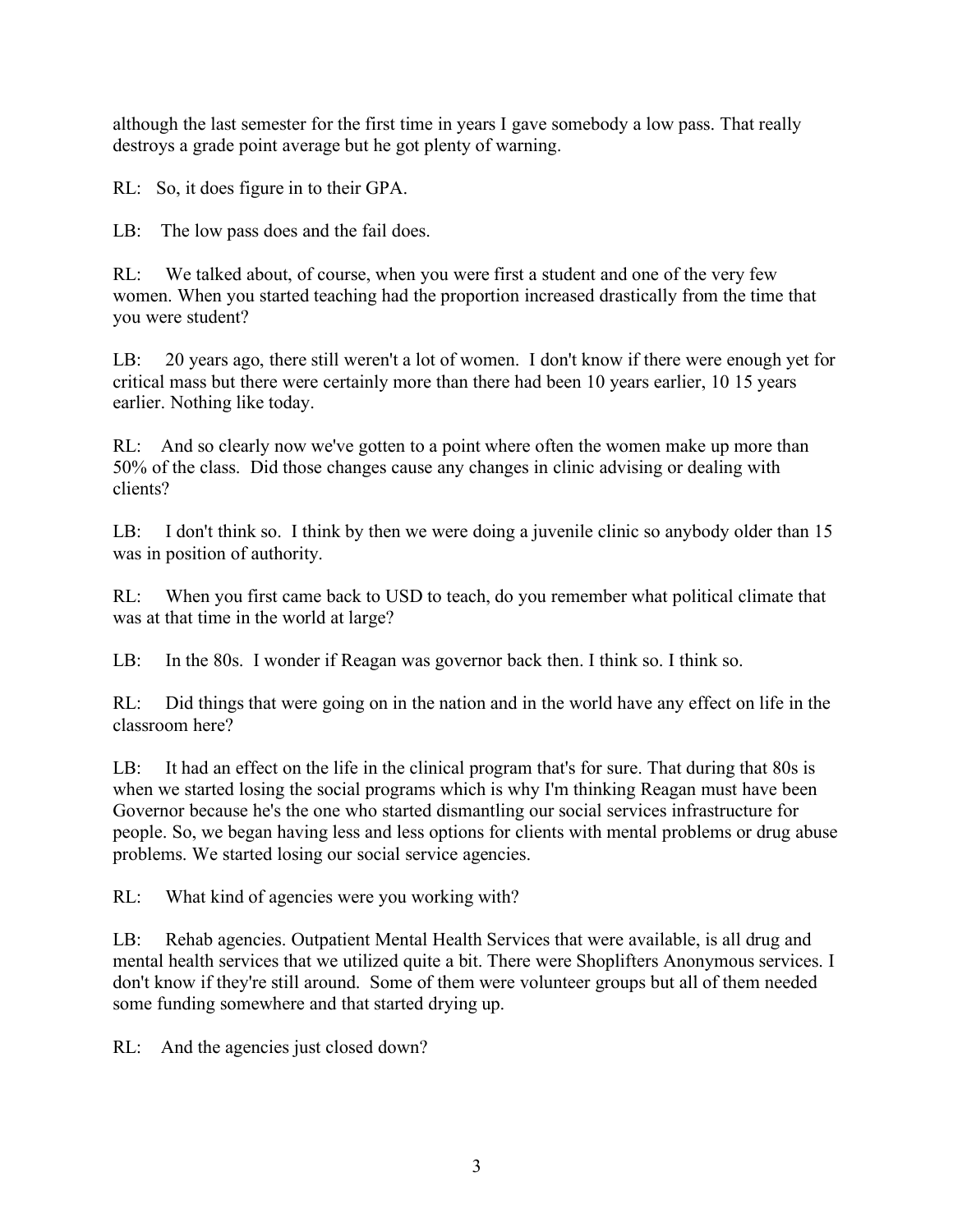although the last semester for the first time in years I gave somebody a low pass. That really destroys a grade point average but he got plenty of warning.

RL: So, it does figure in to their GPA.

LB: The low pass does and the fail does.

RL: We talked about, of course, when you were first a student and one of the very few women. When you started teaching had the proportion increased drastically from the time that you were student?

LB: 20 years ago, there still weren't a lot of women. I don't know if there were enough yet for critical mass but there were certainly more than there had been 10 years earlier, 10 15 years earlier. Nothing like today.

RL: And so clearly now we've gotten to a point where often the women make up more than 50% of the class. Did those changes cause any changes in clinic advising or dealing with clients?

LB: I don't think so. I think by then we were doing a juvenile clinic so anybody older than 15 was in position of authority.

RL: When you first came back to USD to teach, do you remember what political climate that was at that time in the world at large?

LB: In the 80s. I wonder if Reagan was governor back then. I think so. I think so.

RL: Did things that were going on in the nation and in the world have any effect on life in the classroom here?

LB: It had an effect on the life in the clinical program that's for sure. That during that 80s is when we started losing the social programs which is why I'm thinking Reagan must have been Governor because he's the one who started dismantling our social services infrastructure for people. So, we began having less and less options for clients with mental problems or drug abuse problems. We started losing our social service agencies.

RL: What kind of agencies were you working with?

LB: Rehab agencies. Outpatient Mental Health Services that were available, is all drug and mental health services that we utilized quite a bit. There were Shoplifters Anonymous services. I don't know if they're still around. Some of them were volunteer groups but all of them needed some funding somewhere and that started drying up.

RL: And the agencies just closed down?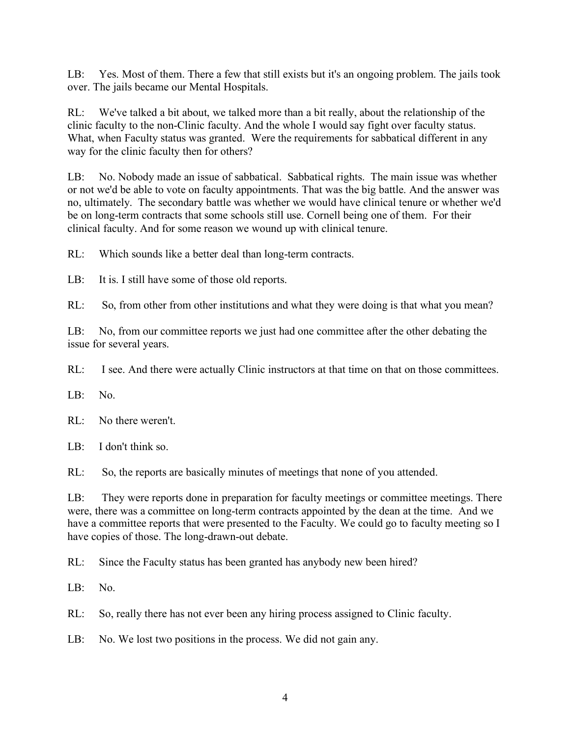LB: Yes. Most of them. There a few that still exists but it's an ongoing problem. The jails took over. The jails became our Mental Hospitals.

RL: We've talked a bit about, we talked more than a bit really, about the relationship of the clinic faculty to the non-Clinic faculty. And the whole I would say fight over faculty status. What, when Faculty status was granted. Were the requirements for sabbatical different in any way for the clinic faculty then for others?

LB: No. Nobody made an issue of sabbatical. Sabbatical rights. The main issue was whether or not we'd be able to vote on faculty appointments. That was the big battle. And the answer was no, ultimately. The secondary battle was whether we would have clinical tenure or whether we'd be on long-term contracts that some schools still use. Cornell being one of them. For their clinical faculty. And for some reason we wound up with clinical tenure.

RL: Which sounds like a better deal than long-term contracts.

LB: It is. I still have some of those old reports.

RL: So, from other from other institutions and what they were doing is that what you mean?

LB: No, from our committee reports we just had one committee after the other debating the issue for several years.

RL: I see. And there were actually Clinic instructors at that time on that on those committees.

LB: No.

RL: No there weren't.

LB: I don't think so.

RL: So, the reports are basically minutes of meetings that none of you attended.

LB: They were reports done in preparation for faculty meetings or committee meetings. There were, there was a committee on long-term contracts appointed by the dean at the time. And we have a committee reports that were presented to the Faculty. We could go to faculty meeting so I have copies of those. The long-drawn-out debate.

RL: Since the Faculty status has been granted has anybody new been hired?

LB: No.

RL: So, really there has not ever been any hiring process assigned to Clinic faculty.

LB: No. We lost two positions in the process. We did not gain any.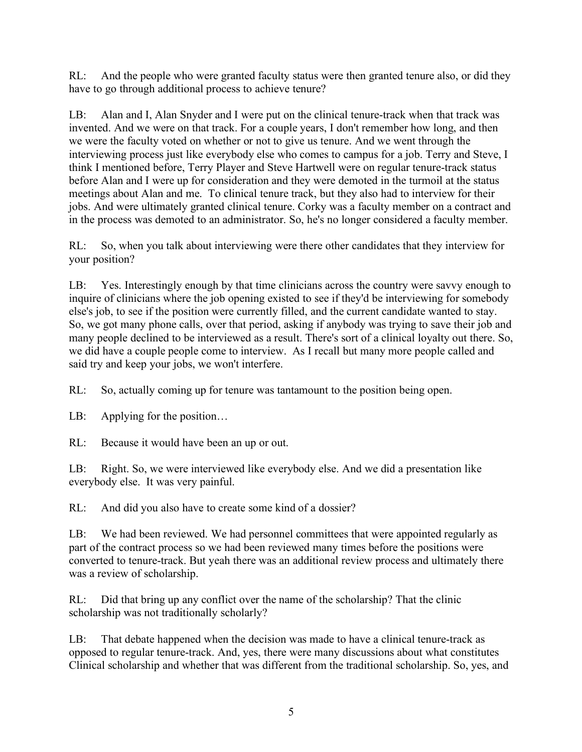RL: And the people who were granted faculty status were then granted tenure also, or did they have to go through additional process to achieve tenure?

LB: Alan and I, Alan Snyder and I were put on the clinical tenure-track when that track was invented. And we were on that track. For a couple years, I don't remember how long, and then we were the faculty voted on whether or not to give us tenure. And we went through the interviewing process just like everybody else who comes to campus for a job. Terry and Steve, I think I mentioned before, Terry Player and Steve Hartwell were on regular tenure-track status before Alan and I were up for consideration and they were demoted in the turmoil at the status meetings about Alan and me. To clinical tenure track, but they also had to interview for their jobs. And were ultimately granted clinical tenure. Corky was a faculty member on a contract and in the process was demoted to an administrator. So, he's no longer considered a faculty member.

RL: So, when you talk about interviewing were there other candidates that they interview for your position?

LB: Yes. Interestingly enough by that time clinicians across the country were savvy enough to inquire of clinicians where the job opening existed to see if they'd be interviewing for somebody else's job, to see if the position were currently filled, and the current candidate wanted to stay. So, we got many phone calls, over that period, asking if anybody was trying to save their job and many people declined to be interviewed as a result. There's sort of a clinical loyalty out there. So, we did have a couple people come to interview. As I recall but many more people called and said try and keep your jobs, we won't interfere.

RL: So, actually coming up for tenure was tantamount to the position being open.

LB: Applying for the position…

RL: Because it would have been an up or out.

LB: Right. So, we were interviewed like everybody else. And we did a presentation like everybody else. It was very painful.

RL: And did you also have to create some kind of a dossier?

LB: We had been reviewed. We had personnel committees that were appointed regularly as part of the contract process so we had been reviewed many times before the positions were converted to tenure-track. But yeah there was an additional review process and ultimately there was a review of scholarship.

RL: Did that bring up any conflict over the name of the scholarship? That the clinic scholarship was not traditionally scholarly?

LB: That debate happened when the decision was made to have a clinical tenure-track as opposed to regular tenure-track. And, yes, there were many discussions about what constitutes Clinical scholarship and whether that was different from the traditional scholarship. So, yes, and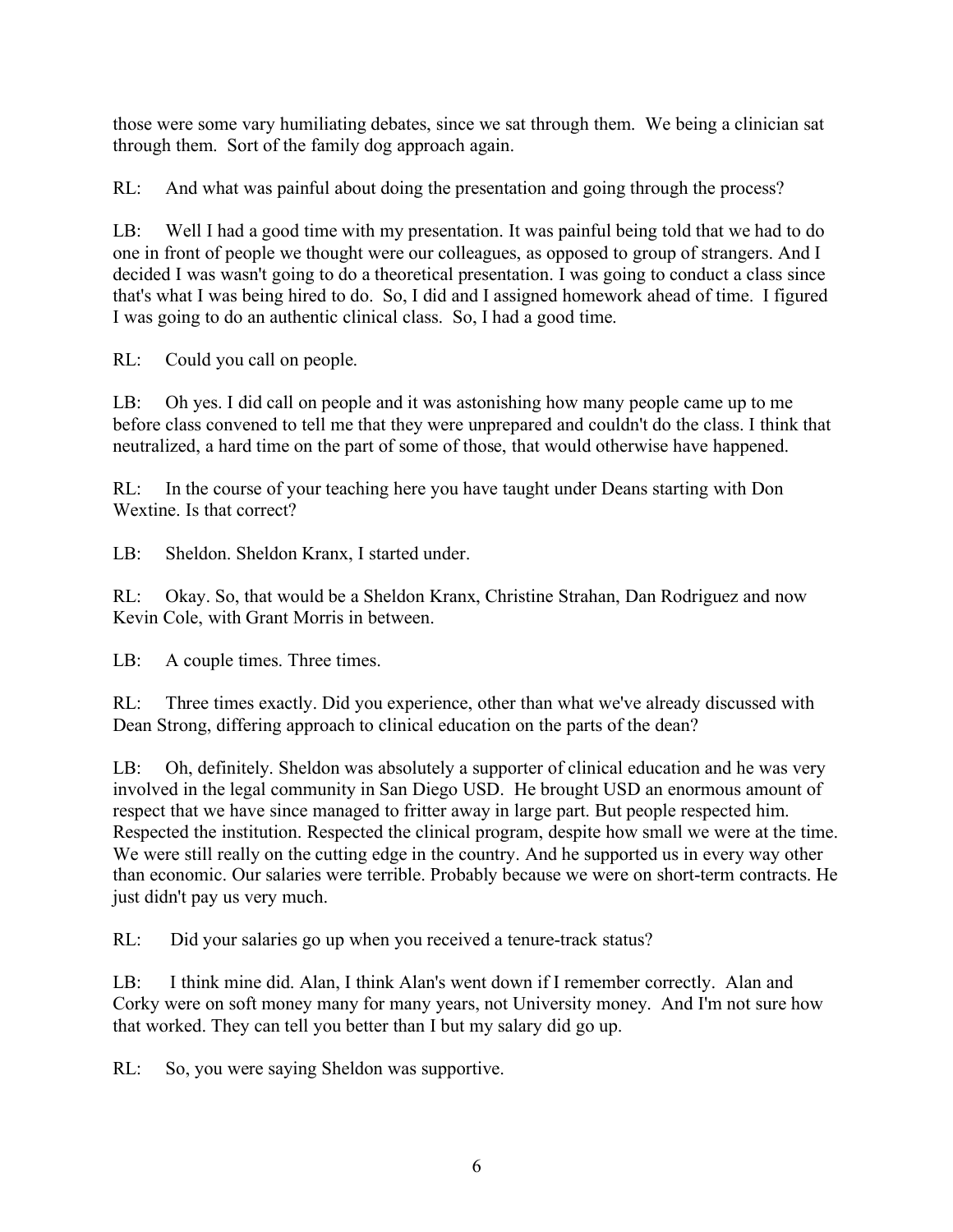those were some vary humiliating debates, since we sat through them. We being a clinician sat through them. Sort of the family dog approach again.

RL: And what was painful about doing the presentation and going through the process?

LB: Well I had a good time with my presentation. It was painful being told that we had to do one in front of people we thought were our colleagues, as opposed to group of strangers. And I decided I was wasn't going to do a theoretical presentation. I was going to conduct a class since that's what I was being hired to do. So, I did and I assigned homework ahead of time. I figured I was going to do an authentic clinical class. So, I had a good time.

RL: Could you call on people.

LB: Oh yes. I did call on people and it was astonishing how many people came up to me before class convened to tell me that they were unprepared and couldn't do the class. I think that neutralized, a hard time on the part of some of those, that would otherwise have happened.

RL: In the course of your teaching here you have taught under Deans starting with Don Wextine. Is that correct?

LB: Sheldon. Sheldon Kranx, I started under.

RL: Okay. So, that would be a Sheldon Kranx, Christine Strahan, Dan Rodriguez and now Kevin Cole, with Grant Morris in between.

LB: A couple times. Three times.

RL: Three times exactly. Did you experience, other than what we've already discussed with Dean Strong, differing approach to clinical education on the parts of the dean?

LB: Oh, definitely. Sheldon was absolutely a supporter of clinical education and he was very involved in the legal community in San Diego USD. He brought USD an enormous amount of respect that we have since managed to fritter away in large part. But people respected him. Respected the institution. Respected the clinical program, despite how small we were at the time. We were still really on the cutting edge in the country. And he supported us in every way other than economic. Our salaries were terrible. Probably because we were on short-term contracts. He just didn't pay us very much.

RL: Did your salaries go up when you received a tenure-track status?

LB: I think mine did. Alan, I think Alan's went down if I remember correctly. Alan and Corky were on soft money many for many years, not University money. And I'm not sure how that worked. They can tell you better than I but my salary did go up.

RL: So, you were saying Sheldon was supportive.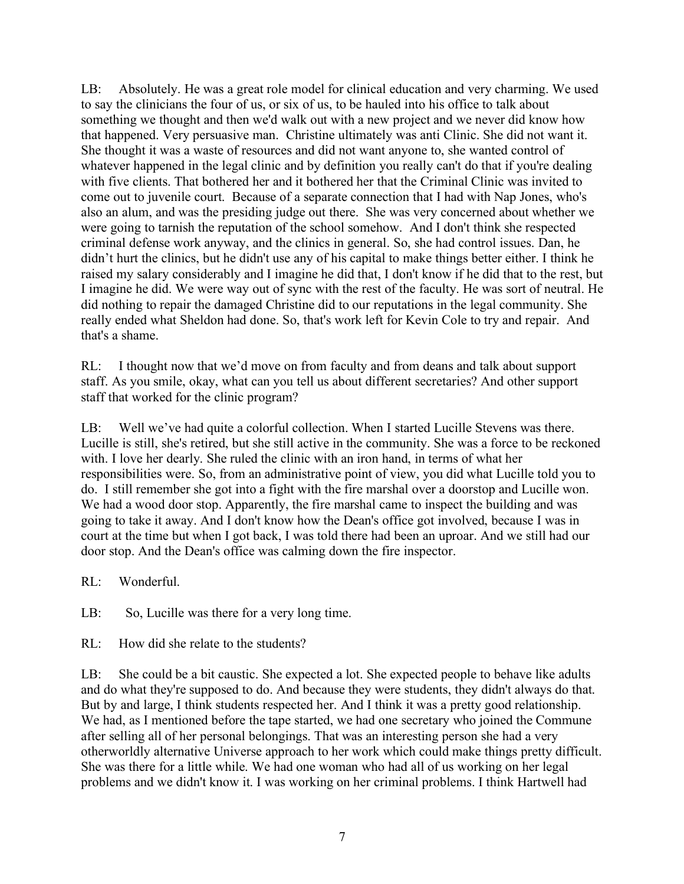LB: Absolutely. He was a great role model for clinical education and very charming. We used to say the clinicians the four of us, or six of us, to be hauled into his office to talk about something we thought and then we'd walk out with a new project and we never did know how that happened. Very persuasive man. Christine ultimately was anti Clinic. She did not want it. She thought it was a waste of resources and did not want anyone to, she wanted control of whatever happened in the legal clinic and by definition you really can't do that if you're dealing with five clients. That bothered her and it bothered her that the Criminal Clinic was invited to come out to juvenile court. Because of a separate connection that I had with Nap Jones, who's also an alum, and was the presiding judge out there. She was very concerned about whether we were going to tarnish the reputation of the school somehow. And I don't think she respected criminal defense work anyway, and the clinics in general. So, she had control issues. Dan, he didn't hurt the clinics, but he didn't use any of his capital to make things better either. I think he raised my salary considerably and I imagine he did that, I don't know if he did that to the rest, but I imagine he did. We were way out of sync with the rest of the faculty. He was sort of neutral. He did nothing to repair the damaged Christine did to our reputations in the legal community. She really ended what Sheldon had done. So, that's work left for Kevin Cole to try and repair. And that's a shame.

RL: I thought now that we'd move on from faculty and from deans and talk about support staff. As you smile, okay, what can you tell us about different secretaries? And other support staff that worked for the clinic program?

LB: Well we've had quite a colorful collection. When I started Lucille Stevens was there. Lucille is still, she's retired, but she still active in the community. She was a force to be reckoned with. I love her dearly. She ruled the clinic with an iron hand, in terms of what her responsibilities were. So, from an administrative point of view, you did what Lucille told you to do. I still remember she got into a fight with the fire marshal over a doorstop and Lucille won. We had a wood door stop. Apparently, the fire marshal came to inspect the building and was going to take it away. And I don't know how the Dean's office got involved, because I was in court at the time but when I got back, I was told there had been an uproar. And we still had our door stop. And the Dean's office was calming down the fire inspector.

RL: Wonderful.

LB: So, Lucille was there for a very long time.

RL: How did she relate to the students?

LB: She could be a bit caustic. She expected a lot. She expected people to behave like adults and do what they're supposed to do. And because they were students, they didn't always do that. But by and large, I think students respected her. And I think it was a pretty good relationship. We had, as I mentioned before the tape started, we had one secretary who joined the Commune after selling all of her personal belongings. That was an interesting person she had a very otherworldly alternative Universe approach to her work which could make things pretty difficult. She was there for a little while. We had one woman who had all of us working on her legal problems and we didn't know it. I was working on her criminal problems. I think Hartwell had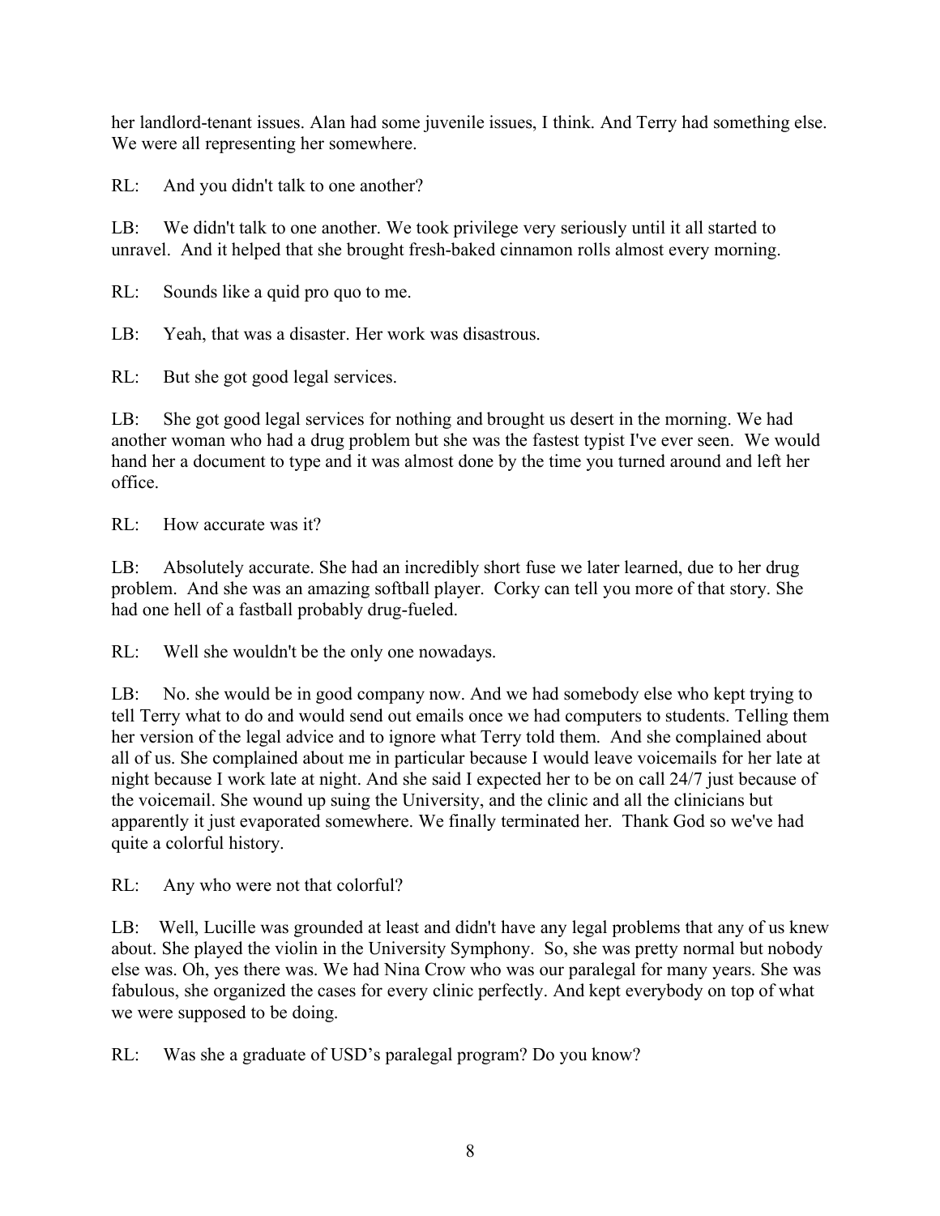her landlord-tenant issues. Alan had some juvenile issues, I think. And Terry had something else. We were all representing her somewhere.

RL: And you didn't talk to one another?

LB: We didn't talk to one another. We took privilege very seriously until it all started to unravel. And it helped that she brought fresh-baked cinnamon rolls almost every morning.

RL: Sounds like a quid pro quo to me.

LB: Yeah, that was a disaster. Her work was disastrous.

RL: But she got good legal services.

LB: She got good legal services for nothing and brought us desert in the morning. We had another woman who had a drug problem but she was the fastest typist I've ever seen. We would hand her a document to type and it was almost done by the time you turned around and left her office.

RL: How accurate was it?

LB: Absolutely accurate. She had an incredibly short fuse we later learned, due to her drug problem. And she was an amazing softball player. Corky can tell you more of that story. She had one hell of a fastball probably drug-fueled.

RL: Well she wouldn't be the only one nowadays.

LB: No. she would be in good company now. And we had somebody else who kept trying to tell Terry what to do and would send out emails once we had computers to students. Telling them her version of the legal advice and to ignore what Terry told them. And she complained about all of us. She complained about me in particular because I would leave voicemails for her late at night because I work late at night. And she said I expected her to be on call 24/7 just because of the voicemail. She wound up suing the University, and the clinic and all the clinicians but apparently it just evaporated somewhere. We finally terminated her. Thank God so we've had quite a colorful history.

RL: Any who were not that colorful?

LB: Well, Lucille was grounded at least and didn't have any legal problems that any of us knew about. She played the violin in the University Symphony. So, she was pretty normal but nobody else was. Oh, yes there was. We had Nina Crow who was our paralegal for many years. She was fabulous, she organized the cases for every clinic perfectly. And kept everybody on top of what we were supposed to be doing.

RL: Was she a graduate of USD's paralegal program? Do you know?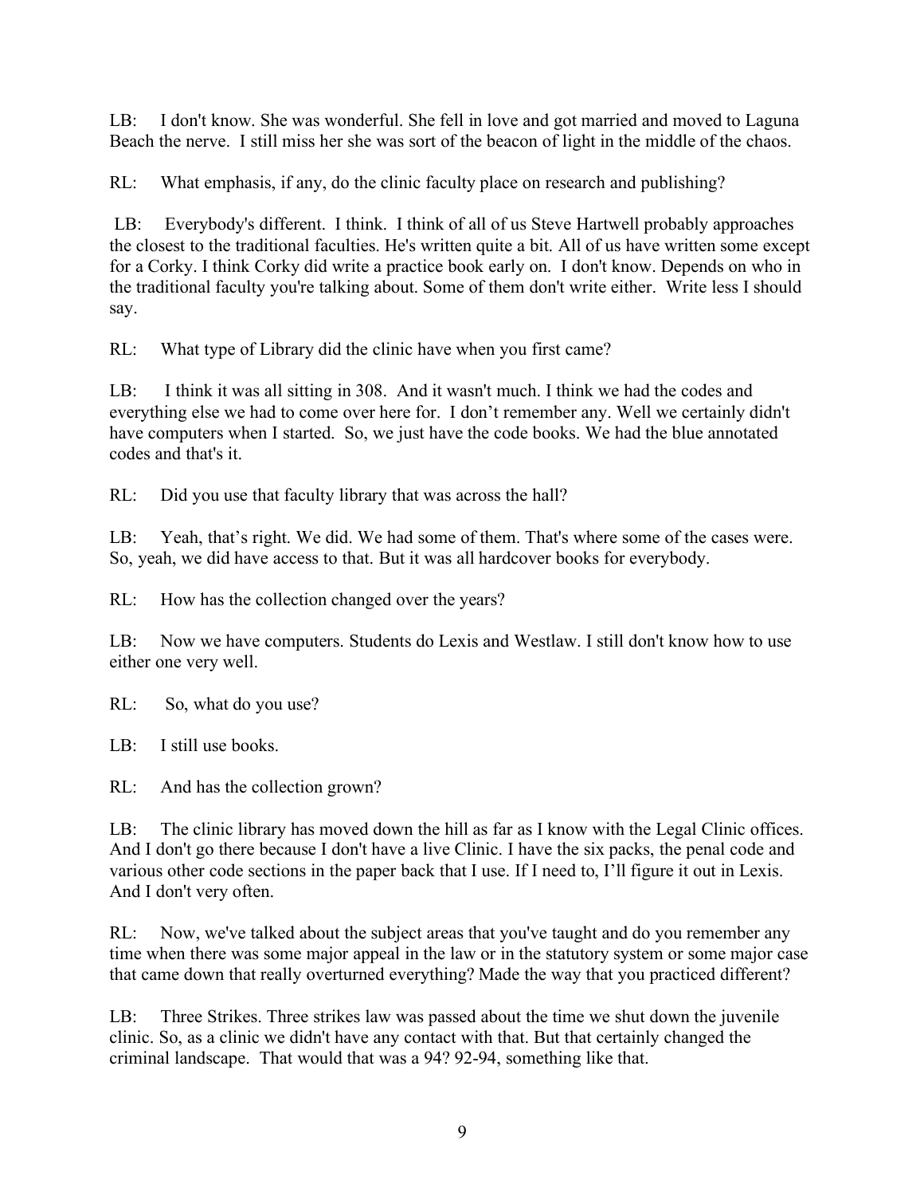LB: I don't know. She was wonderful. She fell in love and got married and moved to Laguna Beach the nerve. I still miss her she was sort of the beacon of light in the middle of the chaos.

RL: What emphasis, if any, do the clinic faculty place on research and publishing?

LB: Everybody's different. I think. I think of all of us Steve Hartwell probably approaches the closest to the traditional faculties. He's written quite a bit. All of us have written some except for a Corky. I think Corky did write a practice book early on. I don't know. Depends on who in the traditional faculty you're talking about. Some of them don't write either. Write less I should say.

RL: What type of Library did the clinic have when you first came?

LB: I think it was all sitting in 308. And it wasn't much. I think we had the codes and everything else we had to come over here for. I don't remember any. Well we certainly didn't have computers when I started. So, we just have the code books. We had the blue annotated codes and that's it.

RL: Did you use that faculty library that was across the hall?

LB: Yeah, that's right. We did. We had some of them. That's where some of the cases were. So, yeah, we did have access to that. But it was all hardcover books for everybody.

RL: How has the collection changed over the years?

LB: Now we have computers. Students do Lexis and Westlaw. I still don't know how to use either one very well.

RL: So, what do you use?

LB: I still use books.

RL: And has the collection grown?

LB: The clinic library has moved down the hill as far as I know with the Legal Clinic offices. And I don't go there because I don't have a live Clinic. I have the six packs, the penal code and various other code sections in the paper back that I use. If I need to, I'll figure it out in Lexis. And I don't very often.

RL: Now, we've talked about the subject areas that you've taught and do you remember any time when there was some major appeal in the law or in the statutory system or some major case that came down that really overturned everything? Made the way that you practiced different?

LB: Three Strikes. Three strikes law was passed about the time we shut down the juvenile clinic. So, as a clinic we didn't have any contact with that. But that certainly changed the criminal landscape. That would that was a 94? 92-94, something like that.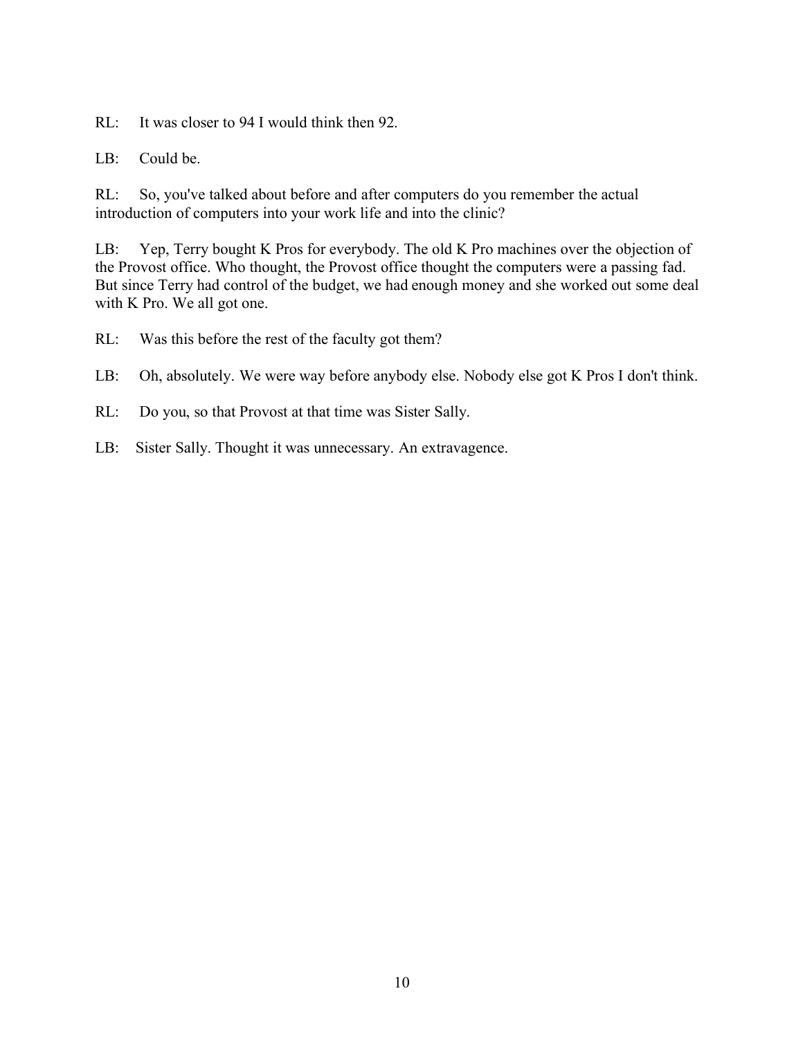RL: It was closer to 94 I would think then 92.

LB: Could be.

RL: So, you've talked about before and after computers do you remember the actual introduction of computers into your work life and into the clinic?

LB: Yep, Terry bought K Pros for everybody. The old K Pro machines over the objection of the Provost office. Who thought, the Provost office thought the computers were a passing fad. But since Terry had control of the budget, we had enough money and she worked out some deal with K Pro. We all got one.

RL: Was this before the rest of the faculty got them?

LB: Oh, absolutely. We were way before anybody else. Nobody else got K Pros I don't think.

RL: Do you, so that Provost at that time was Sister Sally.

LB: Sister Sally. Thought it was unnecessary. An extravagence.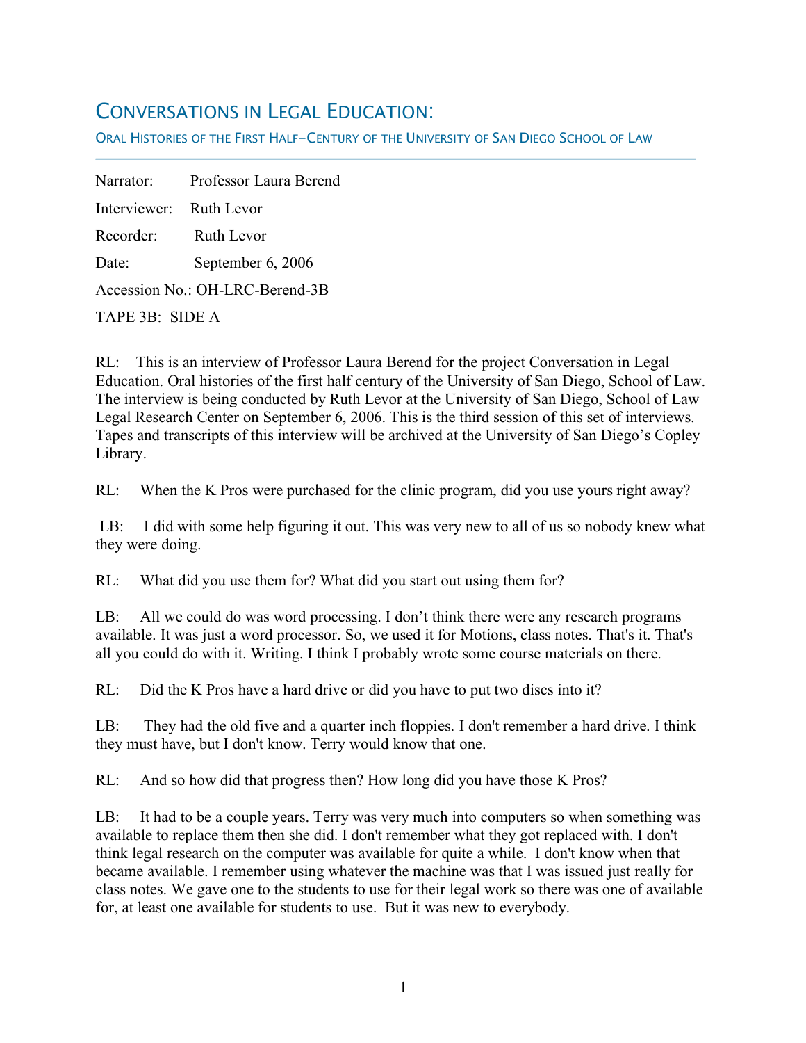# Conversations in Legal Education:

## Oral Histories of the First Half-Century of the University of San Diego School of Law

Narrator: Professor Laura Berend

Interviewer: Ruth Levor

Recorder: Ruth Levor

Date: September 6, 2006

Accession No.: OH-LRC-Berend-3B

TAPE 3B: SIDE A

RL: This is an interview of Professor Laura Berend for the project Conversation in Legal Education. Oral histories of the first half century of the University of San Diego, School of Law. The interview is being conducted by Ruth Levor at the University of San Diego, School of Law Legal Research Center on September 6, 2006. This is the third session of this set of interviews. Tapes and transcripts of this interview will be archived at the University of San Diego's Copley Library.

RL: When the K Pros were purchased for the clinic program, did you use yours right away?

LB: I did with some help figuring it out. This was very new to all of us so nobody knew what they were doing.

RL: What did you use them for? What did you start out using them for?

LB: All we could do was word processing. I don't think there were any research programs available. It was just a word processor. So, we used it for Motions, class notes. That's it. That's all you could do with it. Writing. I think I probably wrote some course materials on there.

RL: Did the K Pros have a hard drive or did you have to put two discs into it?

LB: They had the old five and a quarter inch floppies. I don't remember a hard drive. I think they must have, but I don't know. Terry would know that one.

RL: And so how did that progress then? How long did you have those K Pros?

LB: It had to be a couple years. Terry was very much into computers so when something was available to replace them then she did. I don't remember what they got replaced with. I don't think legal research on the computer was available for quite a while. I don't know when that became available. I remember using whatever the machine was that I was issued just really for class notes. We gave one to the students to use for their legal work so there was one of available for, at least one available for students to use. But it was new to everybody.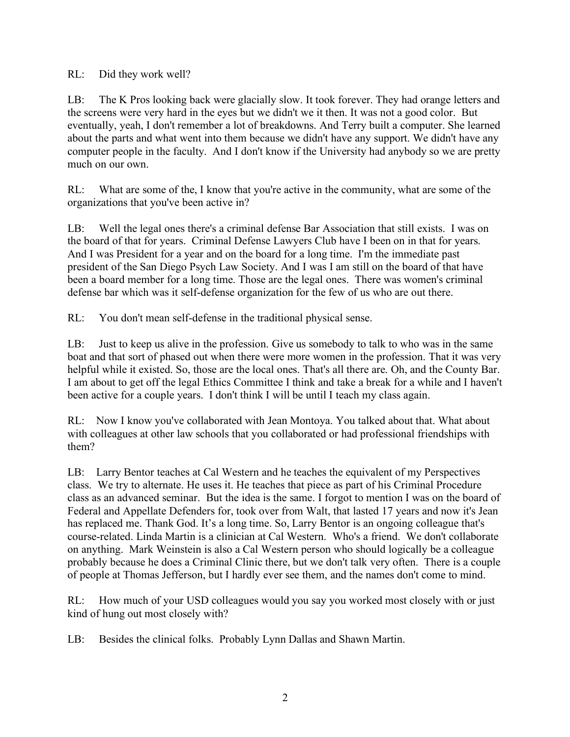RL: Did they work well?

LB: The K Pros looking back were glacially slow. It took forever. They had orange letters and the screens were very hard in the eyes but we didn't we it then. It was not a good color. But eventually, yeah, I don't remember a lot of breakdowns. And Terry built a computer. She learned about the parts and what went into them because we didn't have any support. We didn't have any computer people in the faculty. And I don't know if the University had anybody so we are pretty much on our own.

RL: What are some of the, I know that you're active in the community, what are some of the organizations that you've been active in?

LB: Well the legal ones there's a criminal defense Bar Association that still exists. I was on the board of that for years. Criminal Defense Lawyers Club have I been on in that for years. And I was President for a year and on the board for a long time. I'm the immediate past president of the San Diego Psych Law Society. And I was I am still on the board of that have been a board member for a long time. Those are the legal ones. There was women's criminal defense bar which was it self-defense organization for the few of us who are out there.

RL: You don't mean self-defense in the traditional physical sense.

LB: Just to keep us alive in the profession. Give us somebody to talk to who was in the same boat and that sort of phased out when there were more women in the profession. That it was very helpful while it existed. So, those are the local ones. That's all there are. Oh, and the County Bar. I am about to get off the legal Ethics Committee I think and take a break for a while and I haven't been active for a couple years. I don't think I will be until I teach my class again.

RL: Now I know you've collaborated with Jean Montoya. You talked about that. What about with colleagues at other law schools that you collaborated or had professional friendships with them?

LB: Larry Bentor teaches at Cal Western and he teaches the equivalent of my Perspectives class. We try to alternate. He uses it. He teaches that piece as part of his Criminal Procedure class as an advanced seminar. But the idea is the same. I forgot to mention I was on the board of Federal and Appellate Defenders for, took over from Walt, that lasted 17 years and now it's Jean has replaced me. Thank God. It's a long time. So, Larry Bentor is an ongoing colleague that's course-related. Linda Martin is a clinician at Cal Western. Who's a friend. We don't collaborate on anything. Mark Weinstein is also a Cal Western person who should logically be a colleague probably because he does a Criminal Clinic there, but we don't talk very often. There is a couple of people at Thomas Jefferson, but I hardly ever see them, and the names don't come to mind.

RL: How much of your USD colleagues would you say you worked most closely with or just kind of hung out most closely with?

LB: Besides the clinical folks. Probably Lynn Dallas and Shawn Martin.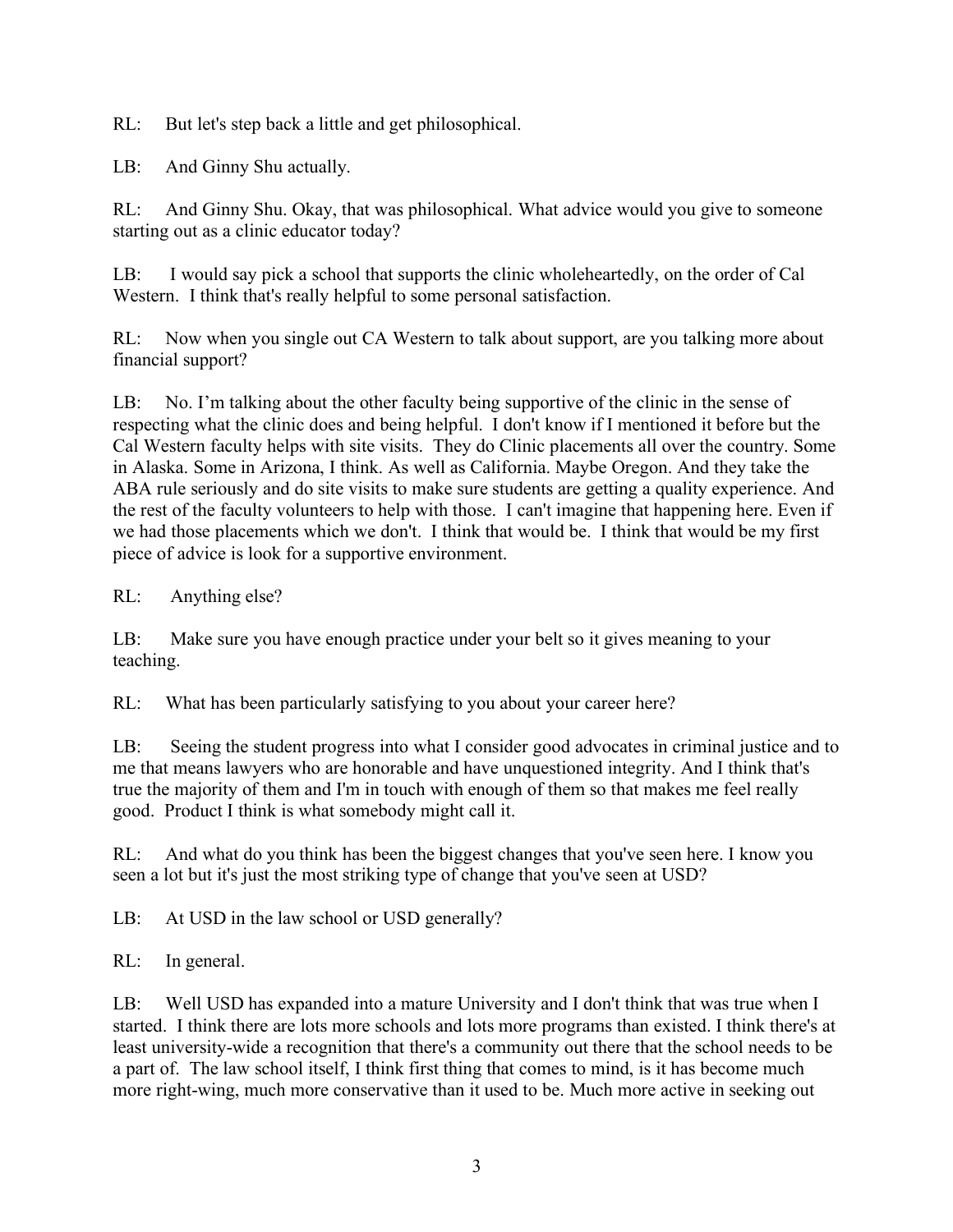RL: But let's step back a little and get philosophical.

LB: And Ginny Shu actually.

RL: And Ginny Shu. Okay, that was philosophical. What advice would you give to someone starting out as a clinic educator today?

LB: I would say pick a school that supports the clinic wholeheartedly, on the order of Cal Western. I think that's really helpful to some personal satisfaction.

RL: Now when you single out CA Western to talk about support, are you talking more about financial support?

LB: No. I'm talking about the other faculty being supportive of the clinic in the sense of respecting what the clinic does and being helpful. I don't know if I mentioned it before but the Cal Western faculty helps with site visits. They do Clinic placements all over the country. Some in Alaska. Some in Arizona, I think. As well as California. Maybe Oregon. And they take the ABA rule seriously and do site visits to make sure students are getting a quality experience. And the rest of the faculty volunteers to help with those. I can't imagine that happening here. Even if we had those placements which we don't. I think that would be. I think that would be my first piece of advice is look for a supportive environment.

RL: Anything else?

LB: Make sure you have enough practice under your belt so it gives meaning to your teaching.

RL: What has been particularly satisfying to you about your career here?

LB: Seeing the student progress into what I consider good advocates in criminal justice and to me that means lawyers who are honorable and have unquestioned integrity. And I think that's true the majority of them and I'm in touch with enough of them so that makes me feel really good. Product I think is what somebody might call it.

RL: And what do you think has been the biggest changes that you've seen here. I know you seen a lot but it's just the most striking type of change that you've seen at USD?

LB: At USD in the law school or USD generally?

RL: In general.

LB: Well USD has expanded into a mature University and I don't think that was true when I started. I think there are lots more schools and lots more programs than existed. I think there's at least university-wide a recognition that there's a community out there that the school needs to be a part of. The law school itself, I think first thing that comes to mind, is it has become much more right-wing, much more conservative than it used to be. Much more active in seeking out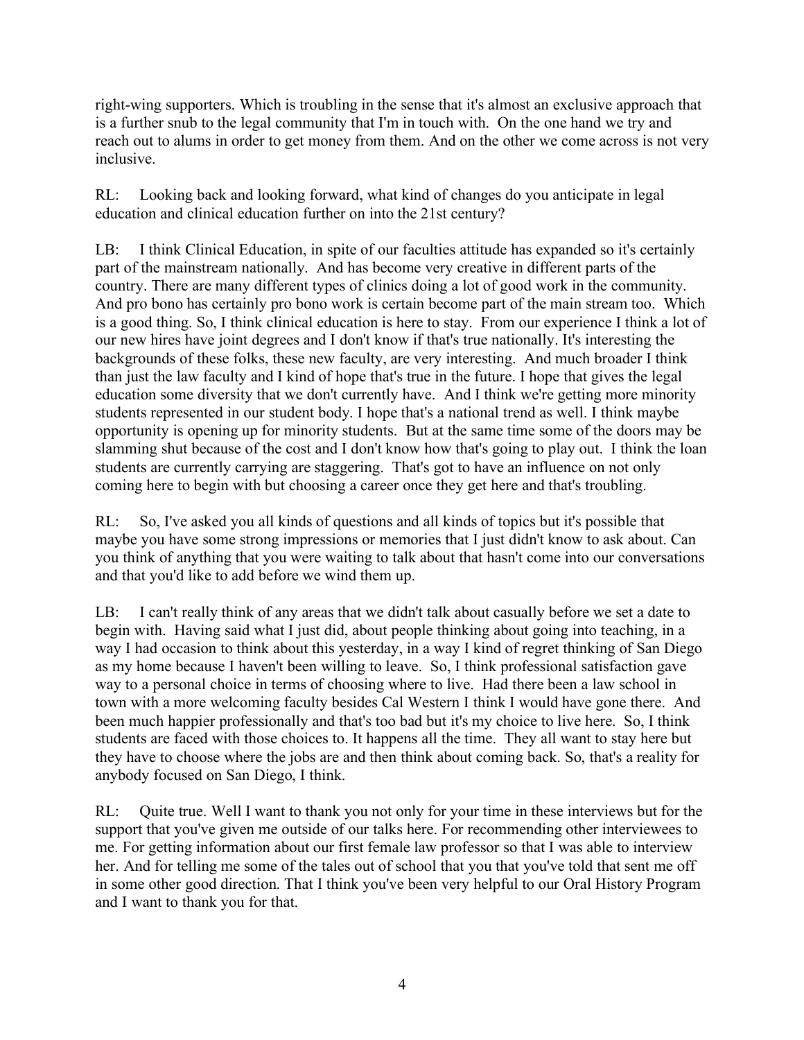right-wing supporters. Which is troubling in the sense that it's almost an exclusive approach that is a further snub to the legal community that I'm in touch with. On the one hand we try and reach out to alums in order to get money from them. And on the other we come across is not very inclusive.

RL: Looking back and looking forward, what kind of changes do you anticipate in legal education and clinical education further on into the 21st century?

LB: I think Clinical Education, in spite of our faculties attitude has expanded so it's certainly part of the mainstream nationally. And has become very creative in different parts of the country. There are many different types of clinics doing a lot of good work in the community. And pro bono has certainly pro bono work is certain become part of the main stream too. Which is a good thing. So, I think clinical education is here to stay. From our experience I think a lot of our new hires have joint degrees and I don't know if that's true nationally. It's interesting the backgrounds of these folks, these new faculty, are very interesting. And much broader I think than just the law faculty and I kind of hope that's true in the future. I hope that gives the legal education some diversity that we don't currently have. And I think we're getting more minority students represented in our student body. I hope that's a national trend as well. I think maybe opportunity is opening up for minority students. But at the same time some of the doors may be slamming shut because of the cost and I don't know how that's going to play out. I think the loan students are currently carrying are staggering. That's got to have an influence on not only coming here to begin with but choosing a career once they get here and that's troubling.

RL: So, I've asked you all kinds of questions and all kinds of topics but it's possible that maybe you have some strong impressions or memories that I just didn't know to ask about. Can you think of anything that you were waiting to talk about that hasn't come into our conversations and that you'd like to add before we wind them up.

LB: I can't really think of any areas that we didn't talk about casually before we set a date to begin with. Having said what I just did, about people thinking about going into teaching, in a way I had occasion to think about this yesterday, in a way I kind of regret thinking of San Diego as my home because I haven't been willing to leave. So, I think professional satisfaction gave way to a personal choice in terms of choosing where to live. Had there been a law school in town with a more welcoming faculty besides Cal Western I think I would have gone there. And been much happier professionally and that's too bad but it's my choice to live here. So, I think students are faced with those choices to. It happens all the time. They all want to stay here but they have to choose where the jobs are and then think about coming back. So, that's a reality for anybody focused on San Diego, I think.

RL: Quite true. Well I want to thank you not only for your time in these interviews but for the support that you've given me outside of our talks here. For recommending other interviewees to me. For getting information about our first female law professor so that I was able to interview her. And for telling me some of the tales out of school that you that you've told that sent me off in some other good direction. That I think you've been very helpful to our Oral History Program and I want to thank you for that.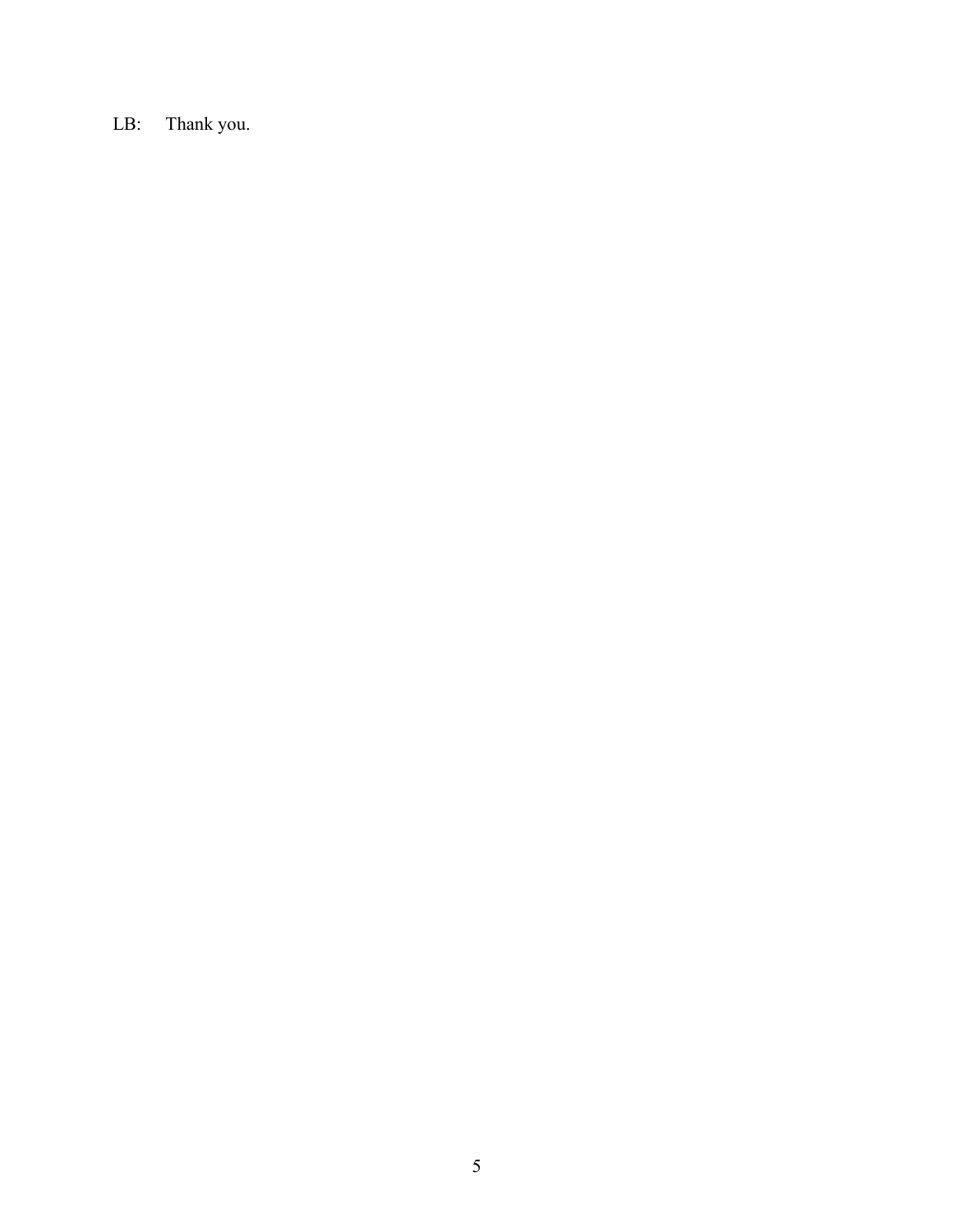LB: Thank you.